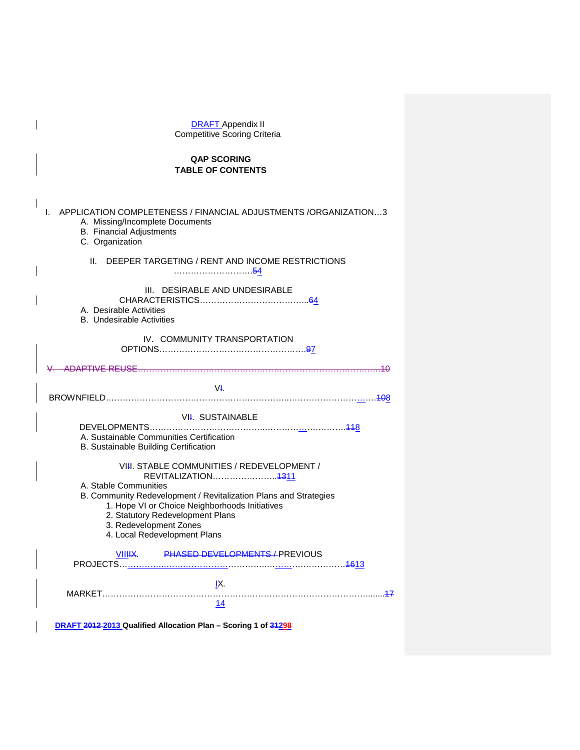DRAFT Appendix II
Competitive Scoring Criteria

**QAP SCORING**
**TABLE OF CONTENTS**

I. APPLICATION COMPLETENESS / FINANCIAL ADJUSTMENTS /ORGANIZATION…3
- A. Missing/Incomplete Documents
- B. Financial Adjustments
- C. Organization

II. DEEPER TARGETING / RENT AND INCOME RESTRICTIONS ……………………….54

III. DESIRABLE AND UNDESIRABLE CHARACTERISTICS………………………………...64
- A. Desirable Activities
- B. Undesirable Activities

IV. COMMUNITY TRANSPORTATION OPTIONS……………………………………………97

~~V. ADAPTIVE REUSE………………………………………………………………………………10~~

VI. BROWNFIELD………………………………………………………………………………108

VII. SUSTAINABLE DEVELOPMENTS……………………………………………………………118
- A. Sustainable Communities Certification
- B. Sustainable Building Certification

VIII. STABLE COMMUNITIES / REDEVELOPMENT / REVITALIZATION…………………..1311
- A. Stable Communities
- B. Community Redevelopment / Revitalization Plans and Strategies
  1. Hope VI or Choice Neighborhoods Initiatives
  2. Statutory Redevelopment Plans
  3. Redevelopment Zones
  4. Local Redevelopment Plans

VIIIIX. ~~PHASED DEVELOPMENTS /~~ PREVIOUS PROJECTS………………………………………………………1613

IX. MARKET……………………………………………………………………………………...17 14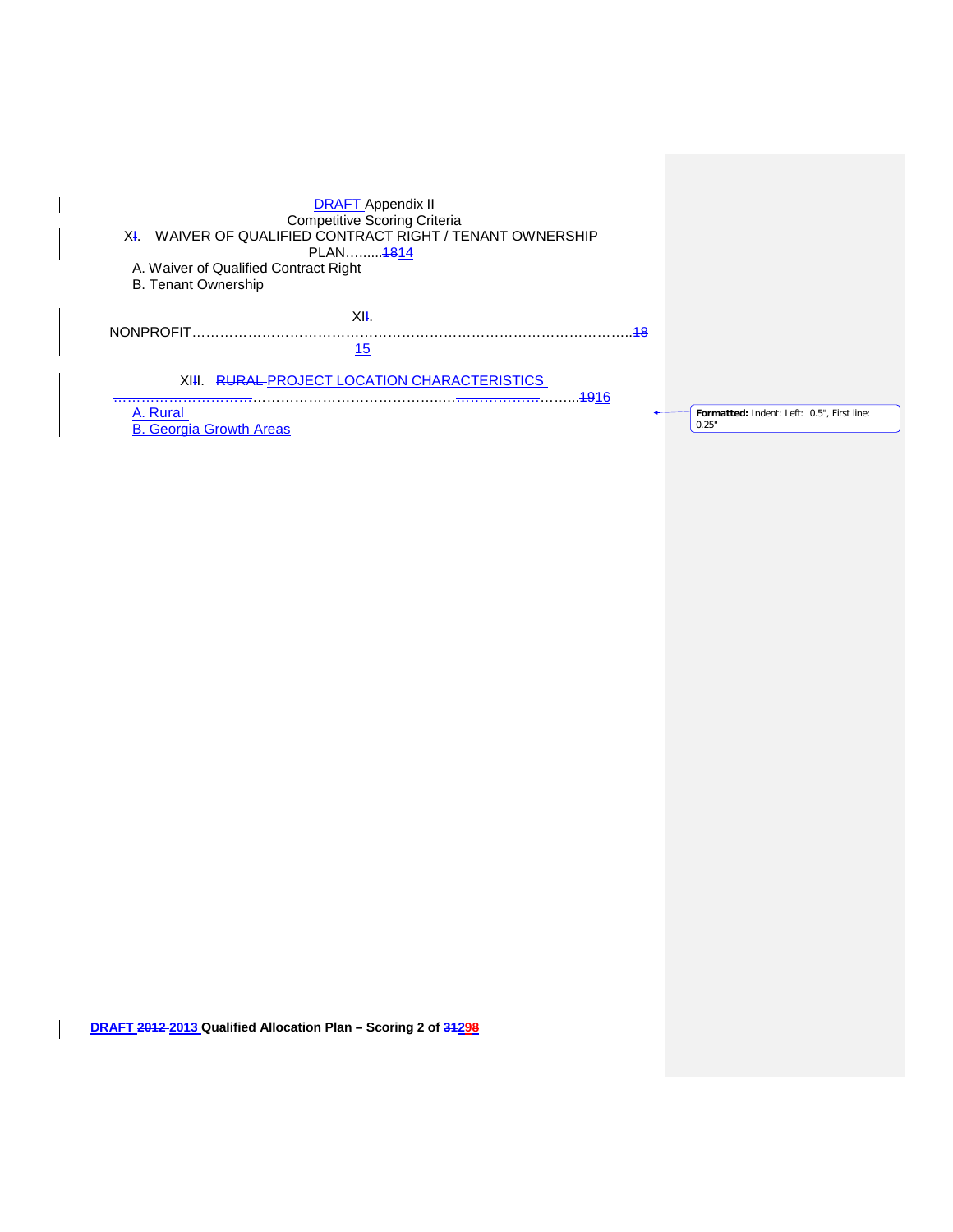DRAFT Appendix II
Competitive Scoring Criteria

XI. WAIVER OF QUALIFIED CONTRACT RIGHT / TENANT OWNERSHIP PLAN……...1814

A. Waiver of Qualified Contract Right
B. Tenant Ownership

XII. NONPROFIT……………………………………………………………………………………..18 15

XIII. RURAL PROJECT LOCATION CHARACTERISTICS ……………………………………………………………………………...1916

A. Rural
B. Georgia Growth Areas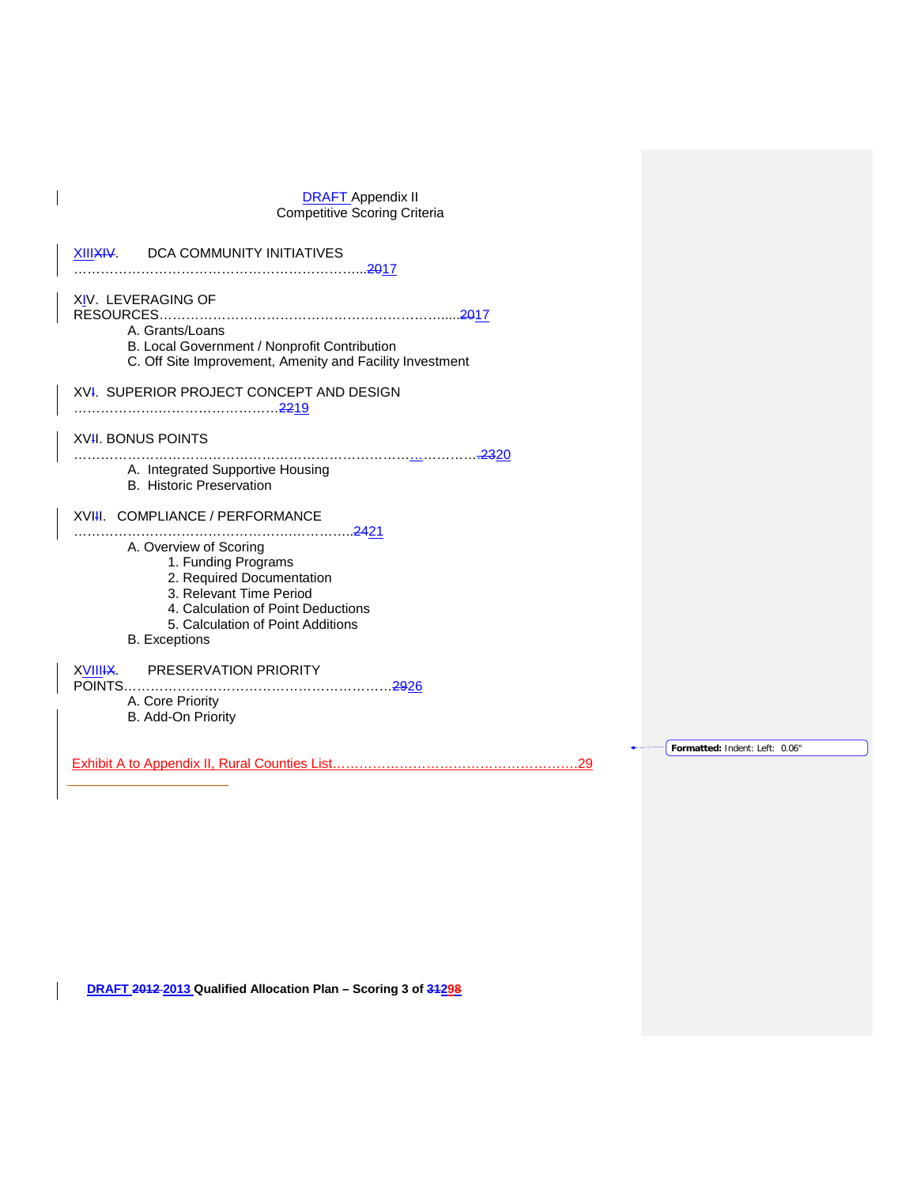DRAFT Appendix II
Competitive Scoring Criteria

XIII. DCA COMMUNITY INITIATIVES ……………………………………………………….17

XIV. LEVERAGING OF RESOURCES………………………………………………………….17
- A. Grants/Loans
- B. Local Government / Nonprofit Contribution
- C. Off Site Improvement, Amenity and Facility Investment

XV. SUPERIOR PROJECT CONCEPT AND DESIGN ……………………………………19

XVI. BONUS POINTS ……………………………………………………………………………20
- A. Integrated Supportive Housing
- B. Historic Preservation

XVII. COMPLIANCE / PERFORMANCE ………………………………………………….21
- A. Overview of Scoring
  1. Funding Programs
  2. Required Documentation
  3. Relevant Time Period
  4. Calculation of Point Deductions
  5. Calculation of Point Additions
- B. Exceptions

XVIII. PRESERVATION PRIORITY POINTS……………………………………………………26
- A. Core Priority
- B. Add-On Priority

Exhibit A to Appendix II, Rural Counties List……………………………………………….29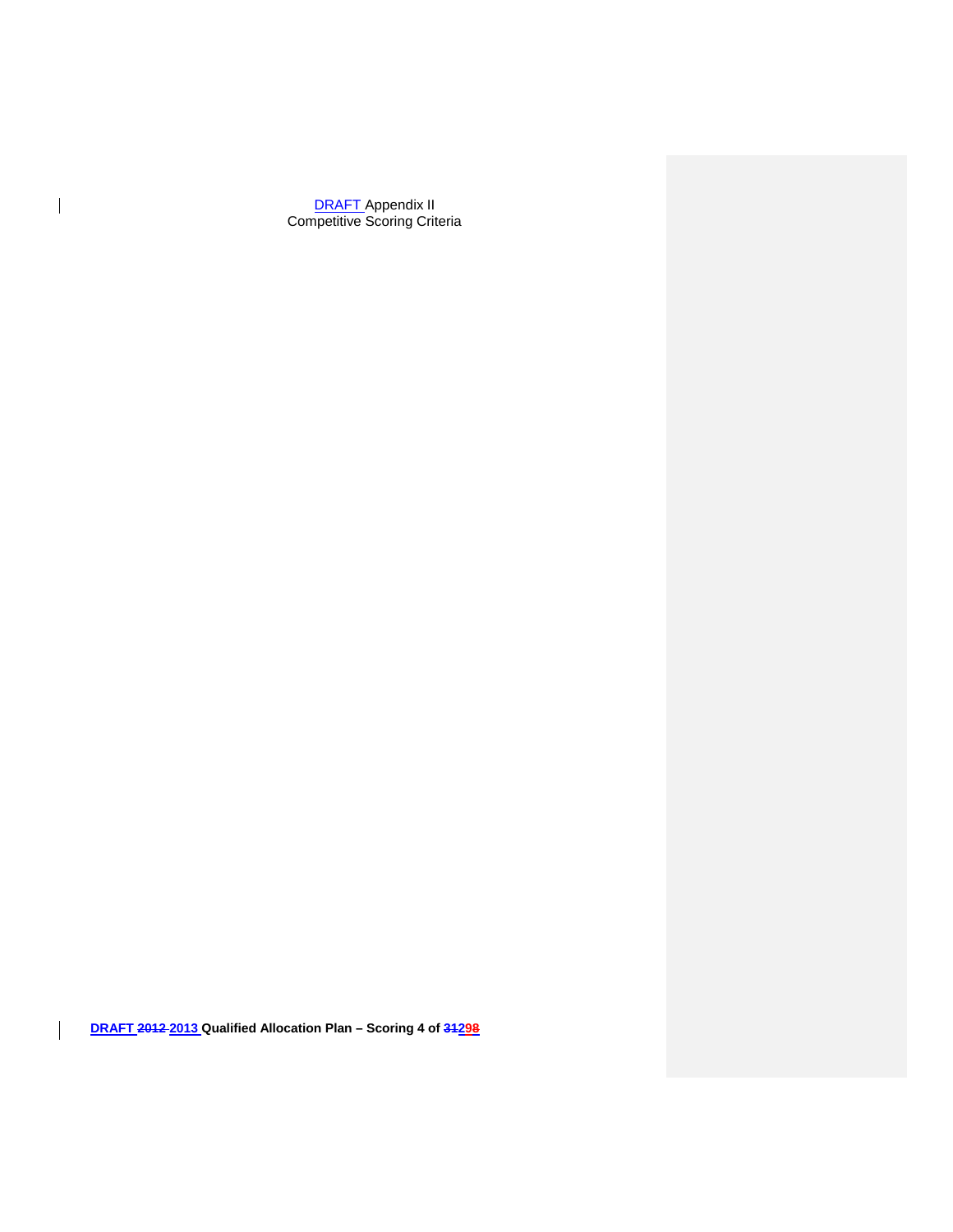DRAFT Appendix II
Competitive Scoring Criteria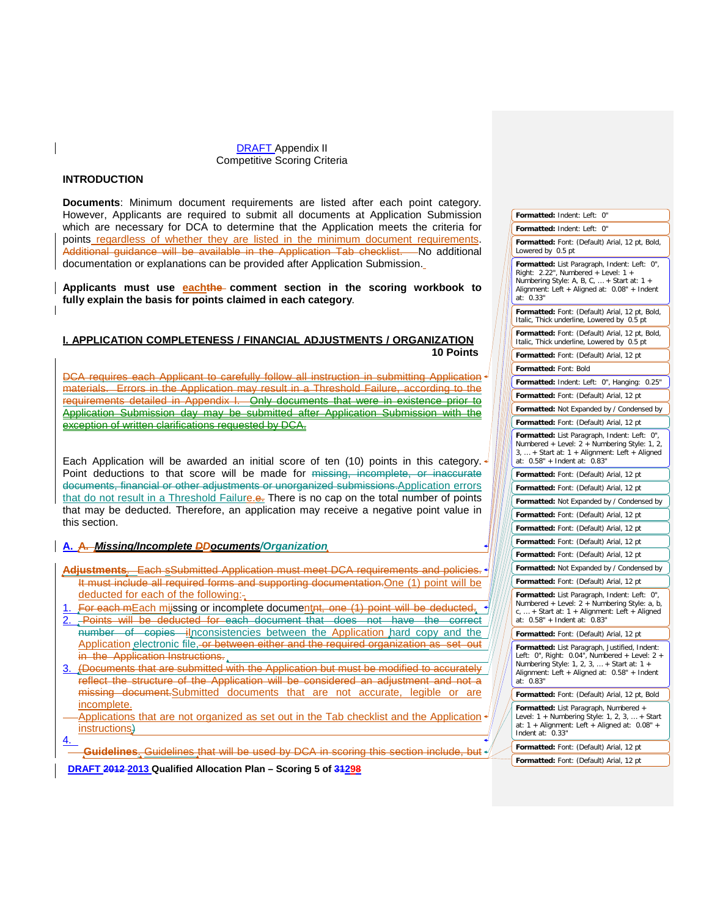DRAFT Appendix II
Competitive Scoring Criteria

**INTRODUCTION**

**Documents**: Minimum document requirements are listed after each point category. However, Applicants are required to submit all documents at Application Submission which are necessary for DCA to determine that the Application meets the criteria for points regardless of whether they are listed in the minimum document requirements. ~~Additional guidance will be available in the Application Tab checklist.~~ No additional documentation or explanations can be provided after Application Submission.

**Applicants must use each~~the~~ comment section in the scoring workbook to fully explain the basis for points claimed in each category**.

## I. APPLICATION COMPLETENESS / FINANCIAL ADJUSTMENTS / ORGANIZATION

**10 Points**

~~DCA requires each Applicant to carefully follow all instruction in submitting Application materials. Errors in the Application may result in a Threshold Failure, according to the requirements detailed in Appendix I. Only documents that were in existence prior to Application Submission day may be submitted after Application Submission with the exception of written clarifications requested by DCA.~~

Each Application will be awarded an initial score of ten (10) points in this category. Point deductions to that score will be made for ~~missing, incomplete, or inaccurate documents, financial or other adjustments or unorganized submissions.~~Application errors that do not result in a Threshold Failure~~e.~~. There is no cap on the total number of points that may be deducted. Therefore, an application may receive a negative point value in this section.

### A. ~~A.~~ *Missing/Incomplete ~~D~~Documents/Organization*

~~**Adjustments**. Each s~~~~Submitted Application must meet DCA requirements and policies. It must include all required forms and supporting documentation.~~One (1) point will be deducted for each of the following:

1. ~~For each m~~Each missing or incomplete document~~, one (1) point will be deducted.~~
2. ~~Points will be deducted for each document that does not have the correct number of copies~~ ~~i~~Inconsistencies between the Application hard copy and the Application electronic file~~, or between either and the required organization as set out in the Application Instructions.~~
3. ~~(Documents that are submitted with the Application but must be modified to accurately reflect the structure of the Application will be considered an adjustment and not a missing document.~~Submitted documents that are not accurate, legible or are incomplete.

   Applications that are not organized as set out in the Tab checklist and the Application instructions~~)~~
4. 

~~**Guidelines**. Guidelines that will be used by DCA in scoring this section include, but~~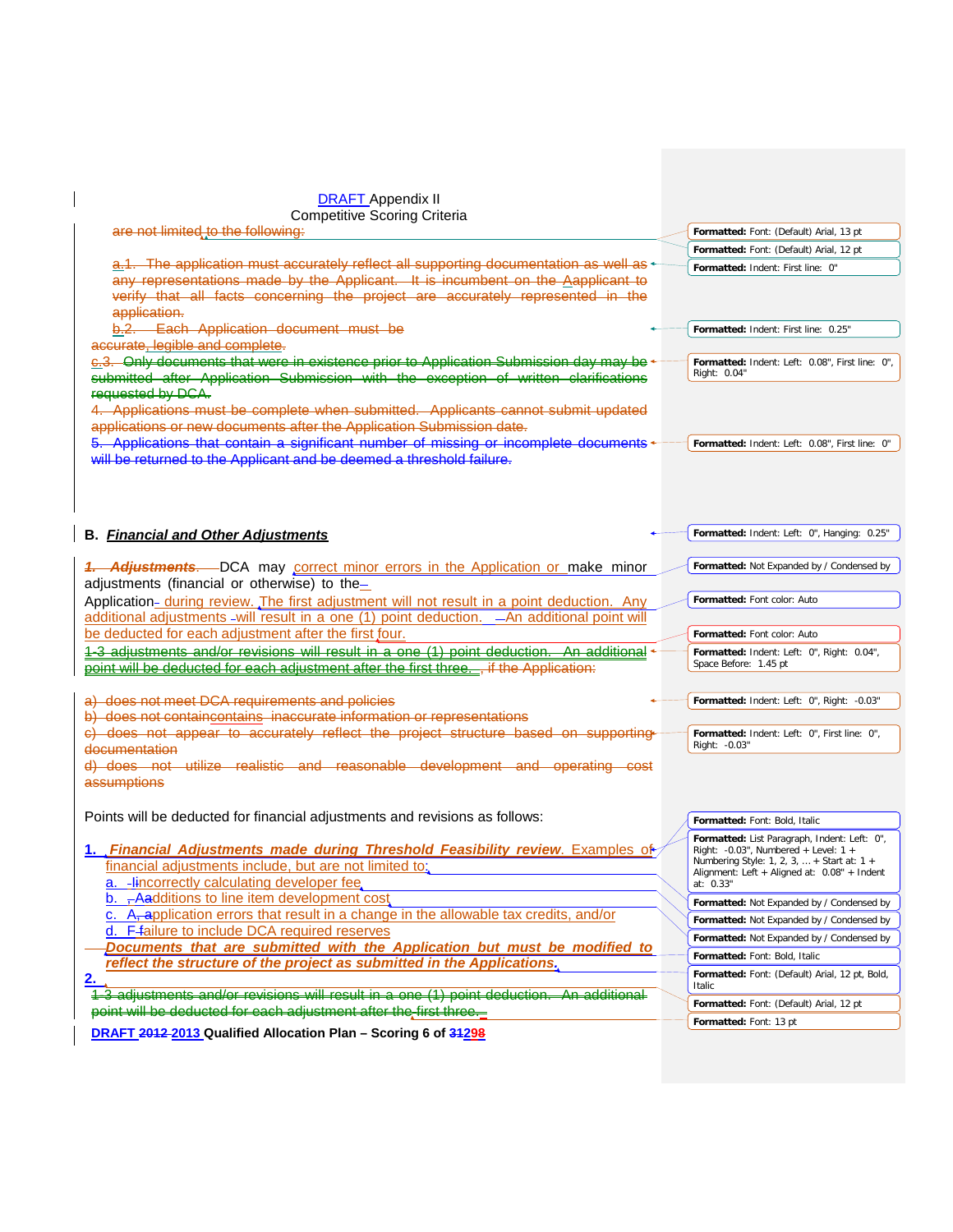DRAFT Appendix II
Competitive Scoring Criteria

are not limited to the following:

a.1. The application must accurately reflect all supporting documentation as well as any representations made by the Applicant. It is incumbent on the Aapplicant to verify that all facts concerning the project are accurately represented in the application.

b.2. Each Application document must be accurate, legible and complete.

c.3. Only documents that were in existence prior to Application Submission day may be submitted after Application Submission with the exception of written clarifications requested by DCA.

4. Applications must be complete when submitted. Applicants cannot submit updated applications or new documents after the Application Submission date.

5. Applications that contain a significant number of missing or incomplete documents will be returned to the Applicant and be deemed a threshold failure.

## B. ***Financial and Other Adjustments***

***1. Adjustments.*** DCA may correct minor errors in the Application or make minor adjustments (financial or otherwise) to the Application during review. The first adjustment will not result in a point deduction. Any additional adjustments will result in a one (1) point deduction. An additional point will be deducted for each adjustment after the first four.

1-3 adjustments and/or revisions will result in a one (1) point deduction. An additional point will be deducted for each adjustment after the first three. , if the Application:

a) does not meet DCA requirements and policies
b) does not containcontains inaccurate information or representations
c) does not appear to accurately reflect the project structure based on supporting documentation
d) does not utilize realistic and reasonable development and operating cost assumptions

Points will be deducted for financial adjustments and revisions as follows:

1. ***Financial Adjustments made during Threshold Feasibility review***. Examples of financial adjustments include, but are not limited to:
   a. Iincorrectly calculating developer fee
   b. , Aadditions to line item development cost
   c. A, application errors that result in a change in the allowable tax credits, and/or
   d. F failure to include DCA required reserves

   ***Documents that are submitted with the Application but must be modified to reflect the structure of the project as submitted in the Applications.***

2. 1-3 adjustments and/or revisions will result in a one (1) point deduction. An additional point will be deducted for each adjustment after the first three.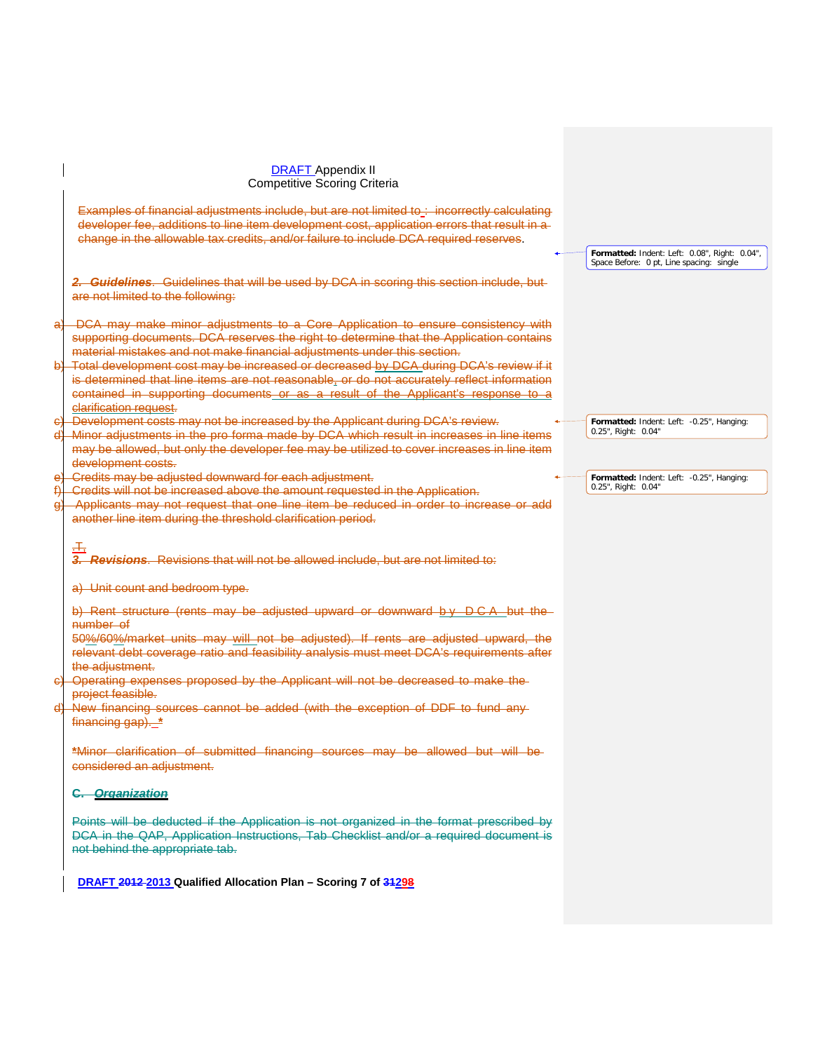Examples of financial adjustments include, but are not limited to : incorrectly calculating developer fee, additions to line item development cost, application errors that result in a change in the allowable tax credits, and/or failure to include DCA required reserves.

***2. Guidelines***. Guidelines that will be used by DCA in scoring this section include, but are not limited to the following:

a) DCA may make minor adjustments to a Core Application to ensure consistency with supporting documents. DCA reserves the right to determine that the Application contains material mistakes and not make financial adjustments under this section.
b) Total development cost may be increased or decreased by DCA during DCA's review if it is determined that line items are not reasonable, or do not accurately reflect information contained in supporting documents or as a result of the Applicant's response to a clarification request.
c) Development costs may not be increased by the Applicant during DCA's review.
d) Minor adjustments in the pro forma made by DCA which result in increases in line items may be allowed, but only the developer fee may be utilized to cover increases in line item development costs.
e) Credits may be adjusted downward for each adjustment.
f) Credits will not be increased above the amount requested in the Application.
g) Applicants may not request that one line item be reduced in order to increase or add another line item during the threshold clarification period.

***3. Revisions***. Revisions that will not be allowed include, but are not limited to:

a) Unit count and bedroom type.

b) Rent structure (rents may be adjusted upward or downward by DCA but the number of 50%/60%/market units may will not be adjusted). If rents are adjusted upward, the relevant debt coverage ratio and feasibility analysis must meet DCA's requirements after the adjustment.

c) Operating expenses proposed by the Applicant will not be decreased to make the project feasible.
d) New financing sources cannot be added (with the exception of DDF to fund any financing gap). *

*Minor clarification of submitted financing sources may be allowed but will be considered an adjustment.

### C. *Organization*

Points will be deducted if the Application is not organized in the format prescribed by DCA in the QAP, Application Instructions, Tab Checklist and/or a required document is not behind the appropriate tab.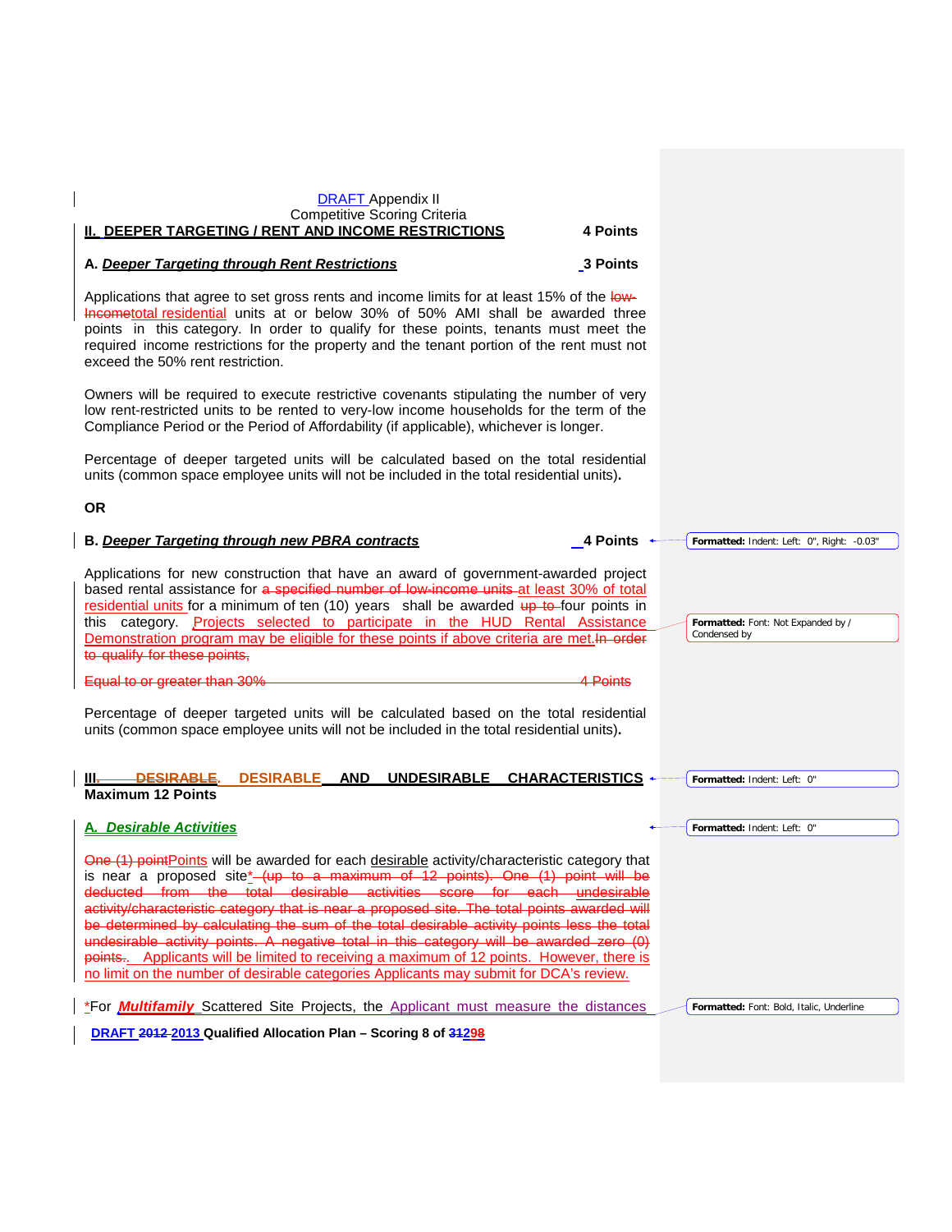DRAFT Appendix II
Competitive Scoring Criteria

## II. DEEPER TARGETING / RENT AND INCOME RESTRICTIONS 4 Points

### A. *Deeper Targeting through Rent Restrictions* 3 Points

Applications that agree to set gross rents and income limits for at least 15% of the ~~low-Income~~total residential units at or below 30% of 50% AMI shall be awarded three points in this category. In order to qualify for these points, tenants must meet the required income restrictions for the property and the tenant portion of the rent must not exceed the 50% rent restriction.

Owners will be required to execute restrictive covenants stipulating the number of very low rent-restricted units to be rented to very-low income households for the term of the Compliance Period or the Period of Affordability (if applicable), whichever is longer.

Percentage of deeper targeted units will be calculated based on the total residential units (common space employee units will not be included in the total residential units).

**OR**

### B. *Deeper Targeting through new PBRA contracts* 4 Points

Applications for new construction that have an award of government-awarded project based rental assistance for ~~a specified number of low-income units~~ at least 30% of total residential units for a minimum of ten (10) years shall be awarded ~~up to~~ four points in this category. Projects selected to participate in the HUD Rental Assistance Demonstration program may be eligible for these points if above criteria are met.~~In order to qualify for these points,~~

~~Equal to or greater than 30% 4 Points~~

Percentage of deeper targeted units will be calculated based on the total residential units (common space employee units will not be included in the total residential units).

## III. ~~DESIRABLE~~. DESIRABLE AND UNDESIRABLE CHARACTERISTICS Maximum 12 Points

### A. *Desirable Activities*

~~One (1) point~~Points will be awarded for each desirable activity/characteristic category that is near a proposed site* ~~(up to a maximum of 12 points). One (1) point will be deducted from the total desirable activities score for each undesirable activity/characteristic category that is near a proposed site. The total points awarded will be determined by calculating the sum of the total desirable activity points less the total undesirable activity points. A negative total in this category will be awarded zero (0) points.~~. Applicants will be limited to receiving a maximum of 12 points. However, there is no limit on the number of desirable categories Applicants may submit for DCA's review.

*For ***Multifamily*** Scattered Site Projects, the Applicant must measure the distances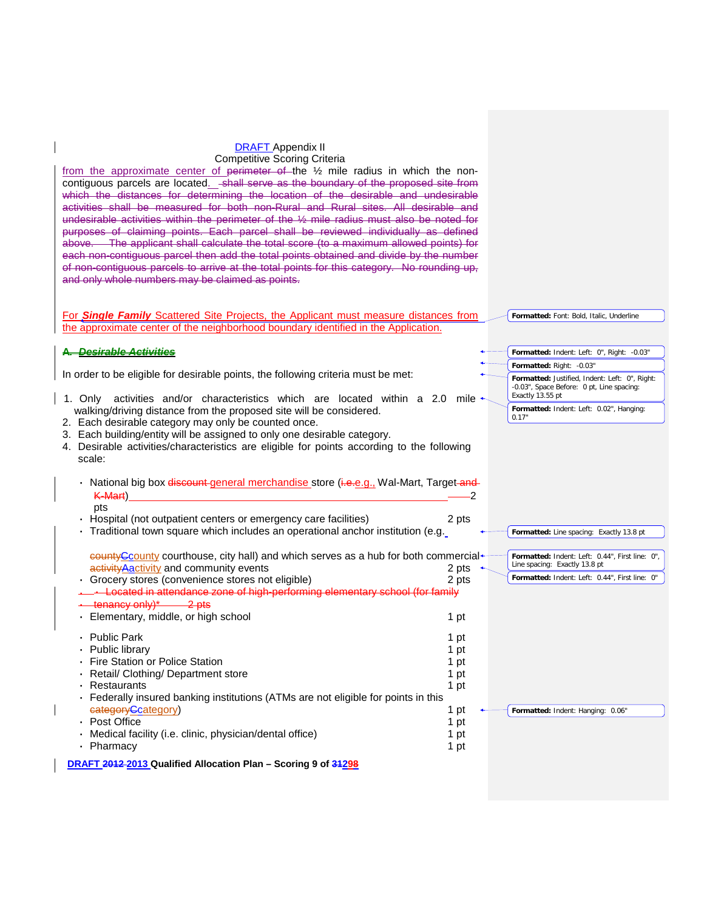DRAFT Appendix II
Competitive Scoring Criteria

from the approximate center of perimeter of the ½ mile radius in which the non-contiguous parcels are located. shall serve as the boundary of the proposed site from which the distances for determining the location of the desirable and undesirable activities shall be measured for both non-Rural and Rural sites. All desirable and undesirable activities within the perimeter of the ½ mile radius must also be noted for purposes of claiming points. Each parcel shall be reviewed individually as defined above. The applicant shall calculate the total score (to a maximum allowed points) for each non-contiguous parcel then add the total points obtained and divide by the number of non-contiguous parcels to arrive at the total points for this category. No rounding up, and only whole numbers may be claimed as points.

For ***Single Family*** Scattered Site Projects, the Applicant must measure distances from the approximate center of the neighborhood boundary identified in the Application.

### A. *Desirable Activities*

In order to be eligible for desirable points, the following criteria must be met:

1. Only activities and/or characteristics which are located within a 2.0 mile walking/driving distance from the proposed site will be considered.
2. Each desirable category may only be counted once.
3. Each building/entity will be assigned to only one desirable category.
4. Desirable activities/characteristics are eligible for points according to the following scale:

- National big box discount general merchandise store (i.e.e.g., Wal-Mart, Target and K-Mart) — 2 pts
- Hospital (not outpatient centers or emergency care facilities) — 2 pts
- Traditional town square which includes an operational anchor institution (e.g. countyCcounty courthouse, city hall) and which serves as a hub for both commercial activityAactivity and community events — 2 pts
- Grocery stores (convenience stores not eligible) — 2 pts
- Located in attendance zone of high-performing elementary school (for family tenancy only)* — 2 pts
- Elementary, middle, or high school — 1 pt
- Public Park — 1 pt
- Public library — 1 pt
- Fire Station or Police Station — 1 pt
- Retail/ Clothing/ Department store — 1 pt
- Restaurants — 1 pt
- Federally insured banking institutions (ATMs are not eligible for points in this categoryCcategory) — 1 pt
- Post Office — 1 pt
- Medical facility (i.e. clinic, physician/dental office) — 1 pt
- Pharmacy — 1 pt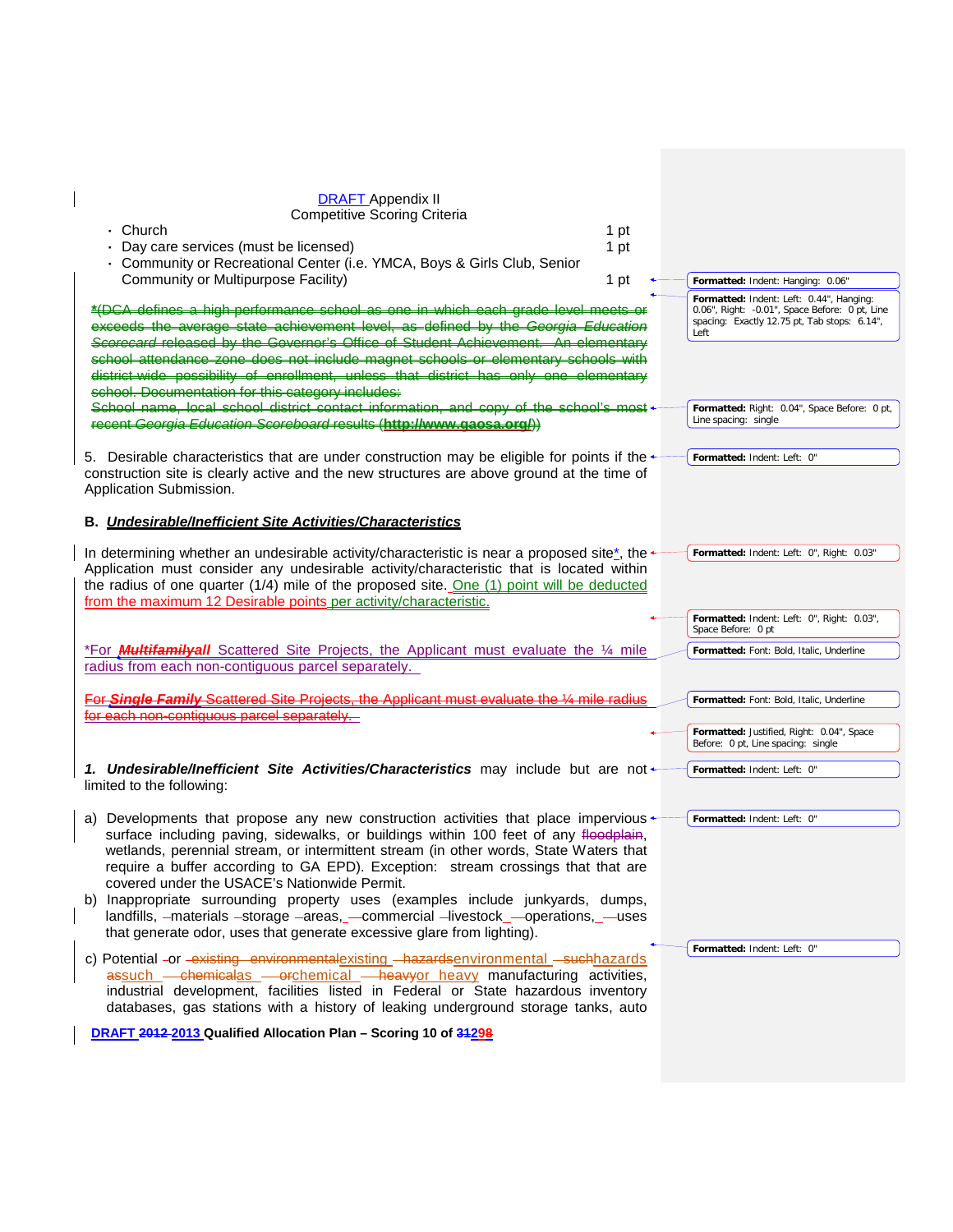DRAFT Appendix II
Competitive Scoring Criteria

- Church 1 pt
- Day care services (must be licensed) 1 pt
- Community or Recreational Center (i.e. YMCA, Boys & Girls Club, Senior Community or Multipurpose Facility) 1 pt

*(DCA defines a high performance school as one in which each grade level meets or exceeds the average state achievement level, as defined by the *Georgia Education Scorecard* released by the Governor's Office of Student Achievement. An elementary school attendance zone does not include magnet schools or elementary schools with district-wide possibility of enrollment, unless that district has only one elementary school. Documentation for this category includes:
School name, local school district contact information, and copy of the school's most recent *Georgia Education Scoreboard* results (**http://www.gaosa.org/**))

5. Desirable characteristics that are under construction may be eligible for points if the construction site is clearly active and the new structures are above ground at the time of Application Submission.

**B. *Undesirable/Inefficient Site Activities/Characteristics***

In determining whether an undesirable activity/characteristic is near a proposed site*, the Application must consider any undesirable activity/characteristic that is located within the radius of one quarter (1/4) mile of the proposed site. One (1) point will be deducted from the maximum 12 Desirable points per activity/characteristic.

*For ***Multifamilyall*** Scattered Site Projects, the Applicant must evaluate the ¼ mile radius from each non-contiguous parcel separately.

For ***Single Family*** Scattered Site Projects, the Applicant must evaluate the ¼ mile radius for each non-contiguous parcel separately.

***1. Undesirable/Inefficient Site Activities/Characteristics*** may include but are not limited to the following:

a) Developments that propose any new construction activities that place impervious surface including paving, sidewalks, or buildings within 100 feet of any floodplain, wetlands, perennial stream, or intermittent stream (in other words, State Waters that require a buffer according to GA EPD). Exception: stream crossings that that are covered under the USACE's Nationwide Permit.

b) Inappropriate surrounding property uses (examples include junkyards, dumps, landfills, materials storage areas, commercial livestock operations, uses that generate odor, uses that generate excessive glare from lighting).

c) Potential or existing environmentalexisting hazardsenvironmental suchhazards assuch chemicalsas orchemical heavyor heavy manufacturing activities, industrial development, facilities listed in Federal or State hazardous inventory databases, gas stations with a history of leaking underground storage tanks, auto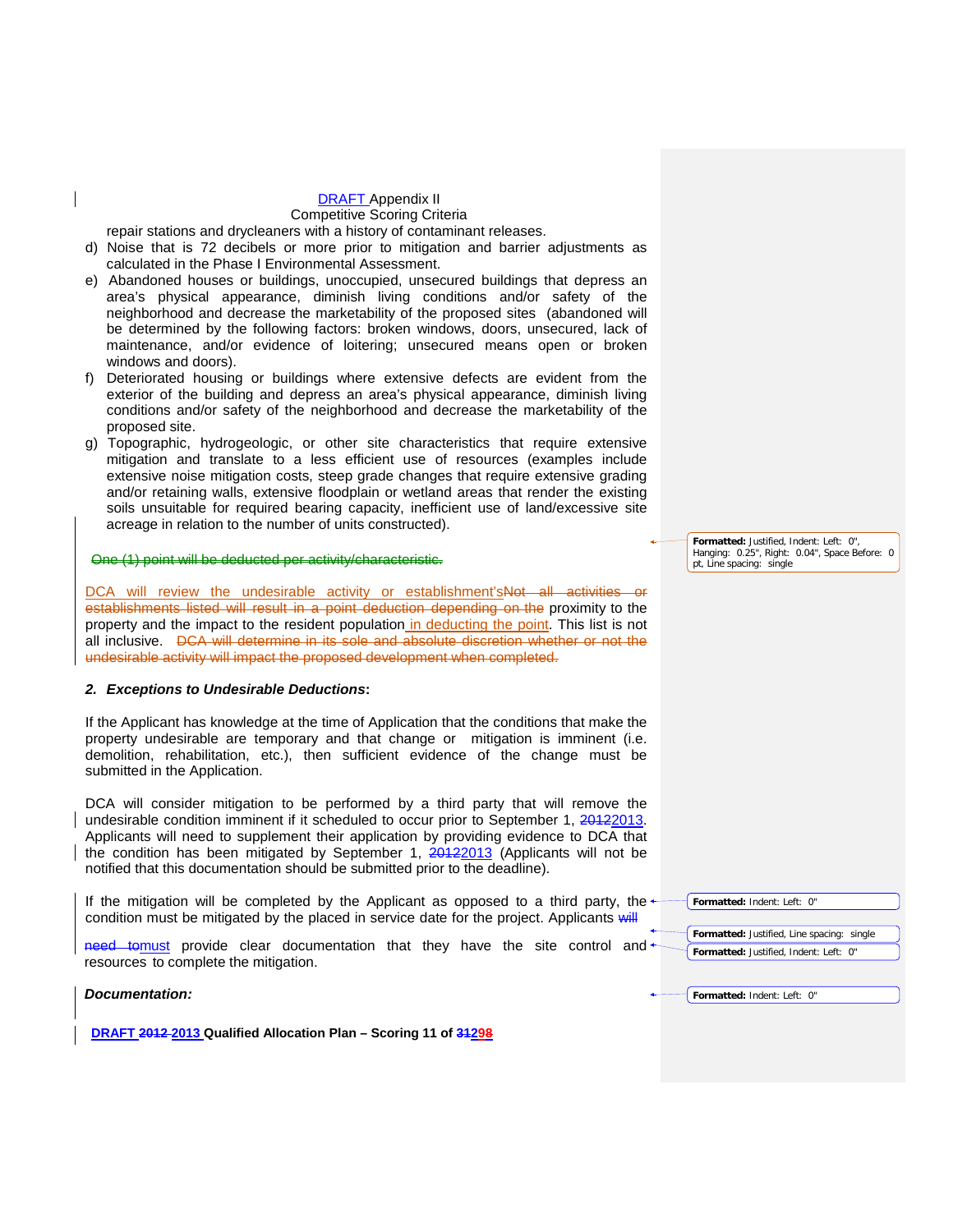repair stations and drycleaners with a history of contaminant releases.

d) Noise that is 72 decibels or more prior to mitigation and barrier adjustments as calculated in the Phase I Environmental Assessment.
e) Abandoned houses or buildings, unoccupied, unsecured buildings that depress an area's physical appearance, diminish living conditions and/or safety of the neighborhood and decrease the marketability of the proposed sites (abandoned will be determined by the following factors: broken windows, doors, unsecured, lack of maintenance, and/or evidence of loitering; unsecured means open or broken windows and doors).
f) Deteriorated housing or buildings where extensive defects are evident from the exterior of the building and depress an area's physical appearance, diminish living conditions and/or safety of the neighborhood and decrease the marketability of the proposed site.
g) Topographic, hydrogeologic, or other site characteristics that require extensive mitigation and translate to a less efficient use of resources (examples include extensive noise mitigation costs, steep grade changes that require extensive grading and/or retaining walls, extensive floodplain or wetland areas that render the existing soils unsuitable for required bearing capacity, inefficient use of land/excessive site acreage in relation to the number of units constructed).

~~One (1) point will be deducted per activity/characteristic.~~

DCA will review the undesirable activity or establishment's~~Not all activities or establishments listed will result in a point deduction depending on the~~ proximity to the property and the impact to the resident population in deducting the point. This list is not all inclusive. ~~DCA will determine in its sole and absolute discretion whether or not the undesirable activity will impact the proposed development when completed.~~

### *2. Exceptions to Undesirable Deductions*:

If the Applicant has knowledge at the time of Application that the conditions that make the property undesirable are temporary and that change or mitigation is imminent (i.e. demolition, rehabilitation, etc.), then sufficient evidence of the change must be submitted in the Application.

DCA will consider mitigation to be performed by a third party that will remove the undesirable condition imminent if it scheduled to occur prior to September 1, ~~2012~~2013. Applicants will need to supplement their application by providing evidence to DCA that the condition has been mitigated by September 1, ~~2012~~2013 (Applicants will not be notified that this documentation should be submitted prior to the deadline).

If the mitigation will be completed by the Applicant as opposed to a third party, the condition must be mitigated by the placed in service date for the project. Applicants ~~will need to~~must provide clear documentation that they have the site control and resources to complete the mitigation.

***Documentation:***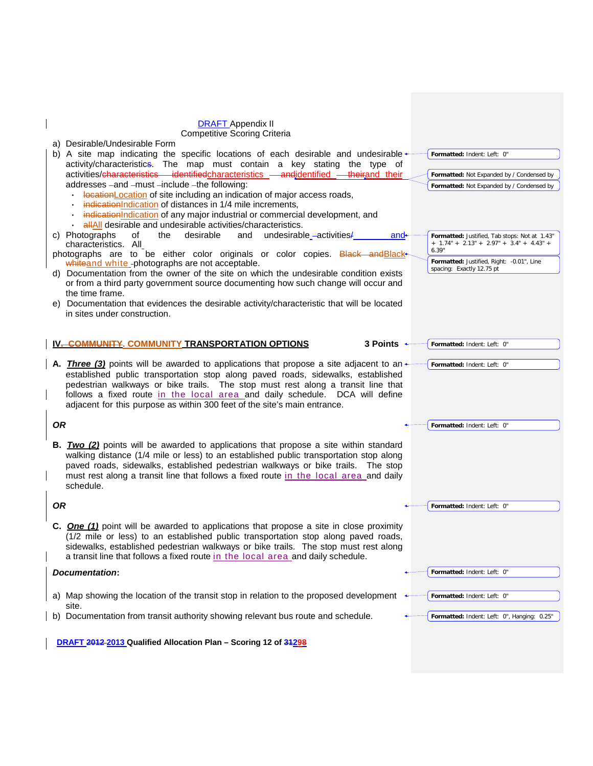DRAFT Appendix II
Competitive Scoring Criteria

a) Desirable/Undesirable Form

b) A site map indicating the specific locations of each desirable and undesirable activity/characteristic. The map must contain a key stating the type of activities/characteristics identified and their addresses and must include the following:

- Location of site including an indication of major access roads,
- Indication of distances in 1/4 mile increments,
- Indication of any major industrial or commercial development, and
- All desirable and undesirable activities/characteristics.

c) Photographs of the desirable and undesirable activities and characteristics. All photographs are to be either color originals or color copies. Black and white photographs are not acceptable.

d) Documentation from the owner of the site on which the undesirable condition exists or from a third party government source documenting how such change will occur and the time frame.

e) Documentation that evidences the desirable activity/characteristic that will be located in sites under construction.

## IV. COMMUNITY TRANSPORTATION OPTIONS — 3 Points

**A.** ***Three (3)*** points will be awarded to applications that propose a site adjacent to an established public transportation stop along paved roads, sidewalks, established pedestrian walkways or bike trails. The stop must rest along a transit line that follows a fixed route in the local area and daily schedule. DCA will define adjacent for this purpose as within 300 feet of the site's main entrance.

***OR***

**B.** ***Two (2)*** points will be awarded to applications that propose a site within standard walking distance (1/4 mile or less) to an established public transportation stop along paved roads, sidewalks, established pedestrian walkways or bike trails. The stop must rest along a transit line that follows a fixed route in the local area and daily schedule.

***OR***

**C.** ***One (1)*** point will be awarded to applications that propose a site in close proximity (1/2 mile or less) to an established public transportation stop along paved roads, sidewalks, established pedestrian walkways or bike trails. The stop must rest along a transit line that follows a fixed route in the local area and daily schedule.

***Documentation*:**

a) Map showing the location of the transit stop in relation to the proposed development site.

b) Documentation from transit authority showing relevant bus route and schedule.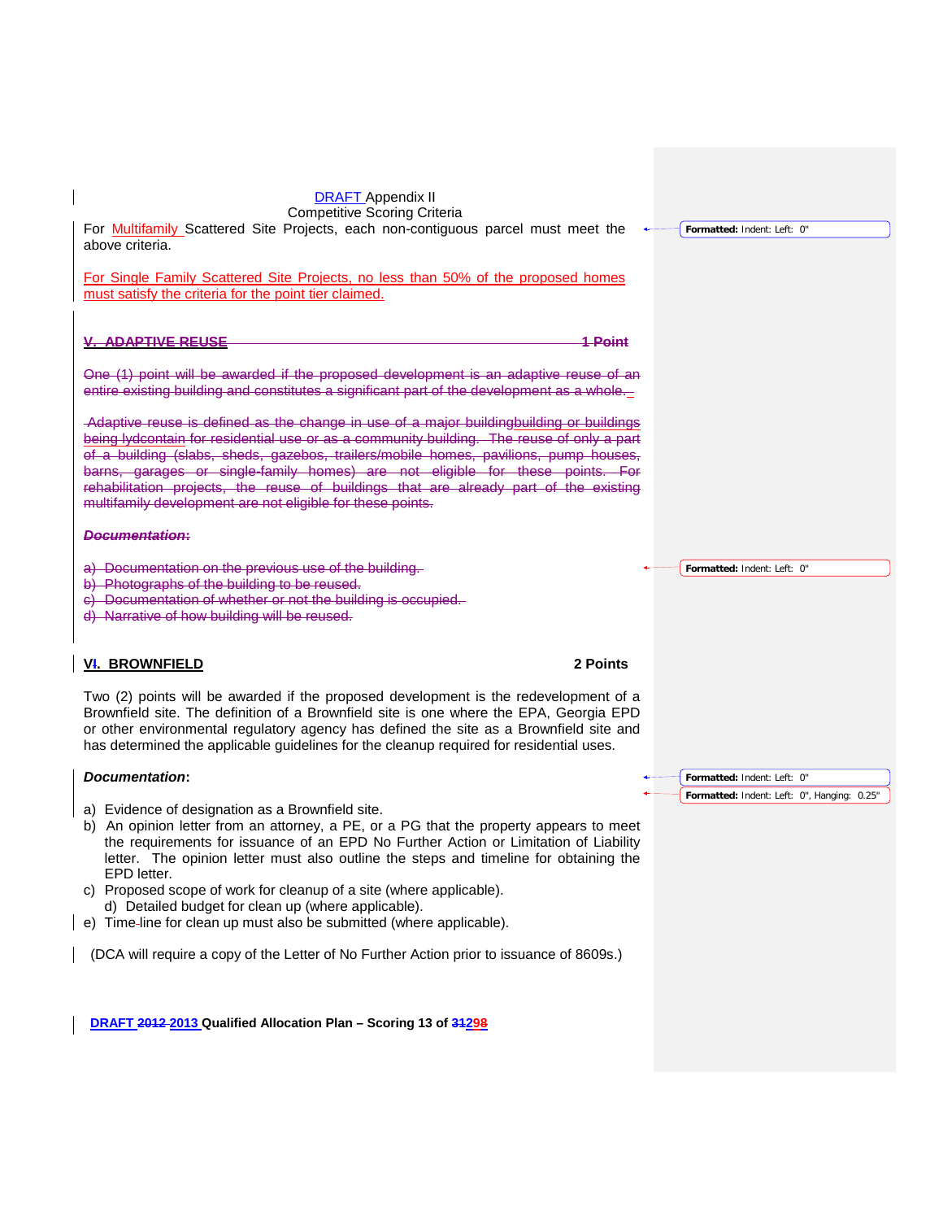DRAFT Appendix II
Competitive Scoring Criteria

For Multifamily Scattered Site Projects, each non-contiguous parcel must meet the above criteria.

For Single Family Scattered Site Projects, no less than 50% of the proposed homes must satisfy the criteria for the point tier claimed.

**V. ADAPTIVE REUSE** **1 Point**

One (1) point will be awarded if the proposed development is an adaptive reuse of an entire existing building and constitutes a significant part of the development as a whole.

Adaptive reuse is defined as the change in use of a major buildingbuilding or buildings being lydcontain for residential use or as a community building. The reuse of only a part of a building (slabs, sheds, gazebos, trailers/mobile homes, pavilions, pump houses, barns, garages or single-family homes) are not eligible for these points. For rehabilitation projects, the reuse of buildings that are already part of the existing multifamily development are not eligible for these points.

***Documentation:***

a) Documentation on the previous use of the building.
b) Photographs of the building to be reused.
c) Documentation of whether or not the building is occupied.
d) Narrative of how building will be reused.

**VI. BROWNFIELD** **2 Points**

Two (2) points will be awarded if the proposed development is the redevelopment of a Brownfield site. The definition of a Brownfield site is one where the EPA, Georgia EPD or other environmental regulatory agency has defined the site as a Brownfield site and has determined the applicable guidelines for the cleanup required for residential uses.

***Documentation*:**

a) Evidence of designation as a Brownfield site.
b) An opinion letter from an attorney, a PE, or a PG that the property appears to meet the requirements for issuance of an EPD No Further Action or Limitation of Liability letter. The opinion letter must also outline the steps and timeline for obtaining the EPD letter.
c) Proposed scope of work for cleanup of a site (where applicable).
d) Detailed budget for clean up (where applicable).
e) Time-line for clean up must also be submitted (where applicable).

(DCA will require a copy of the Letter of No Further Action prior to issuance of 8609s.)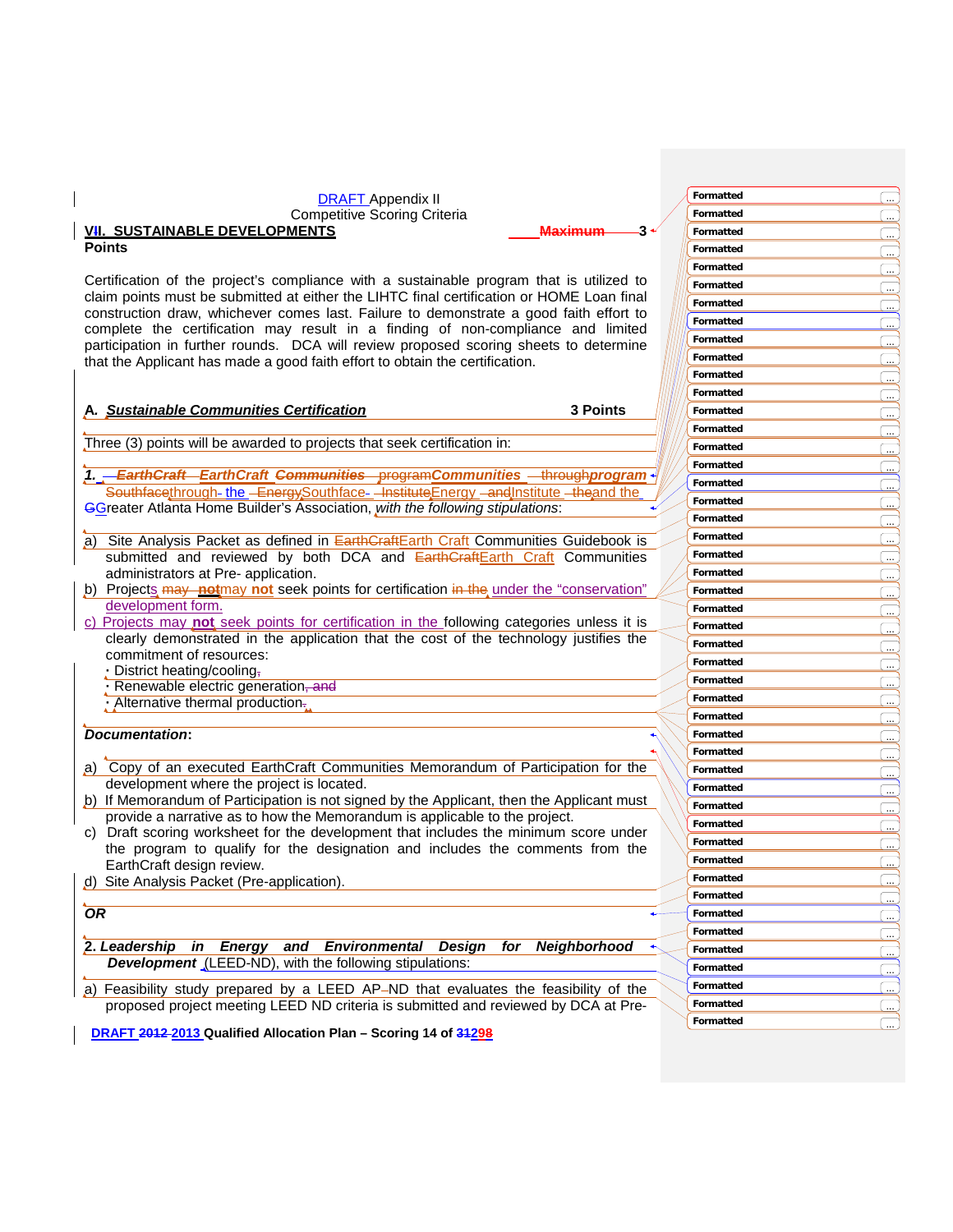DRAFT Appendix II
Competitive Scoring Criteria

**VII. SUSTAINABLE DEVELOPMENTS** 3 Points

Certification of the project's compliance with a sustainable program that is utilized to claim points must be submitted at either the LIHTC final certification or HOME Loan final construction draw, whichever comes last. Failure to demonstrate a good faith effort to complete the certification may result in a finding of non-compliance and limited participation in further rounds. DCA will review proposed scoring sheets to determine that the Applicant has made a good faith effort to obtain the certification.

**A. *Sustainable Communities Certification*** **3 Points**

Three (3) points will be awarded to projects that seek certification in:

***1. EarthCraft Communities program*** through the Southface Energy Institute and the Greater Atlanta Home Builder's Association, *with the following stipulations*:

a) Site Analysis Packet as defined in Earth Craft Communities Guidebook is submitted and reviewed by both DCA and Earth Craft Communities administrators at Pre- application.
b) Projects may **not** seek points for certification under the "conservation" development form.
c) Projects may **not** seek points for certification in the following categories unless it is clearly demonstrated in the application that the cost of the technology justifies the commitment of resources:
   - District heating/cooling
   - Renewable electric generation
   - Alternative thermal production

***Documentation*:**

a) Copy of an executed EarthCraft Communities Memorandum of Participation for the development where the project is located.
b) If Memorandum of Participation is not signed by the Applicant, then the Applicant must provide a narrative as to how the Memorandum is applicable to the project.
c) Draft scoring worksheet for the development that includes the minimum score under the program to qualify for the designation and includes the comments from the EarthCraft design review.
d) Site Analysis Packet (Pre-application).

***OR***

***2. Leadership in Energy and Environmental Design for Neighborhood Development*** (LEED-ND), with the following stipulations:

a) Feasibility study prepared by a LEED AP ND that evaluates the feasibility of the proposed project meeting LEED ND criteria is submitted and reviewed by DCA at Pre-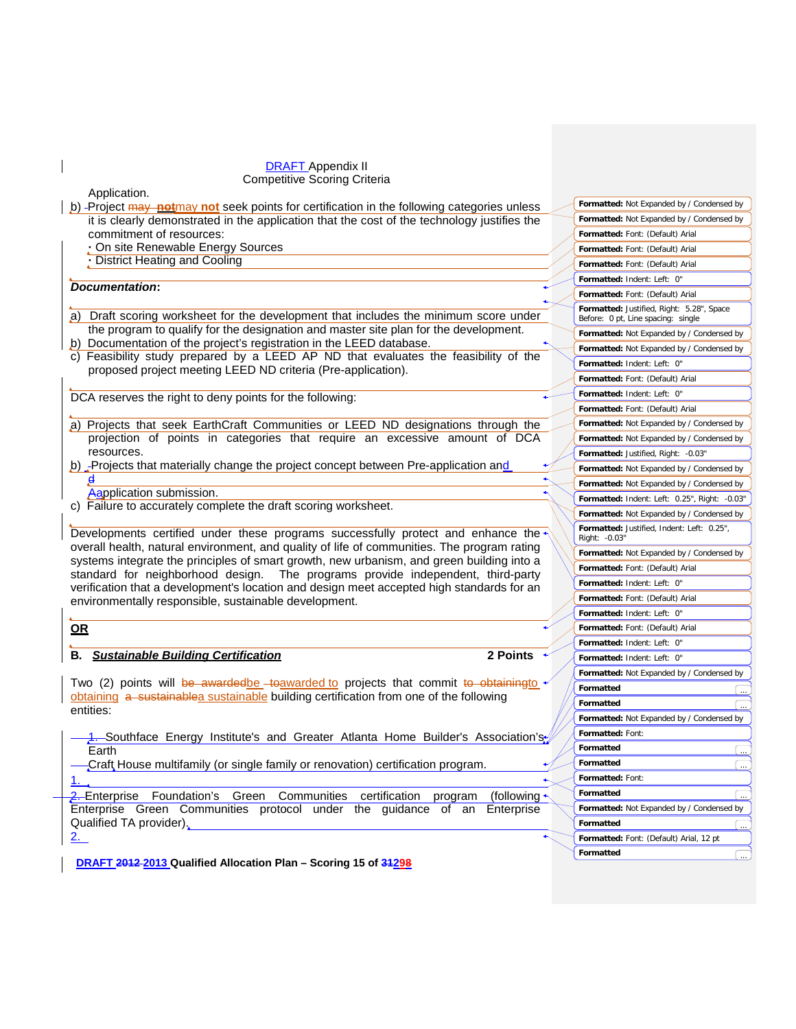DRAFT Appendix II
Competitive Scoring Criteria

Application.

b) Project may not seek points for certification in the following categories unless it is clearly demonstrated in the application that the cost of the technology justifies the commitment of resources:
- On site Renewable Energy Sources
- District Heating and Cooling

***Documentation***:

a) Draft scoring worksheet for the development that includes the minimum score under the program to qualify for the designation and master site plan for the development.
b) Documentation of the project's registration in the LEED database.
c) Feasibility study prepared by a LEED AP ND that evaluates the feasibility of the proposed project meeting LEED ND criteria (Pre-application).

DCA reserves the right to deny points for the following:

a) Projects that seek EarthCraft Communities or LEED ND designations through the projection of points in categories that require an excessive amount of DCA resources.
b) Projects that materially change the project concept between Pre-application and Application submission.
c) Failure to accurately complete the draft scoring worksheet.

Developments certified under these programs successfully protect and enhance the overall health, natural environment, and quality of life of communities. The program rating systems integrate the principles of smart growth, new urbanism, and green building into a standard for neighborhood design. The programs provide independent, third-party verification that a development's location and design meet accepted high standards for an environmentally responsible, sustainable development.

**OR**

**B. *Sustainable Building Certification*** **2 Points**

Two (2) points will be awarded to projects that commit to obtaining a sustainable building certification from one of the following entities:

1. Southface Energy Institute's and Greater Atlanta Home Builder's Association's Earth Craft House multifamily (or single family or renovation) certification program.
2. Enterprise Foundation's Green Communities certification program (following Enterprise Green Communities protocol under the guidance of an Enterprise Qualified TA provider).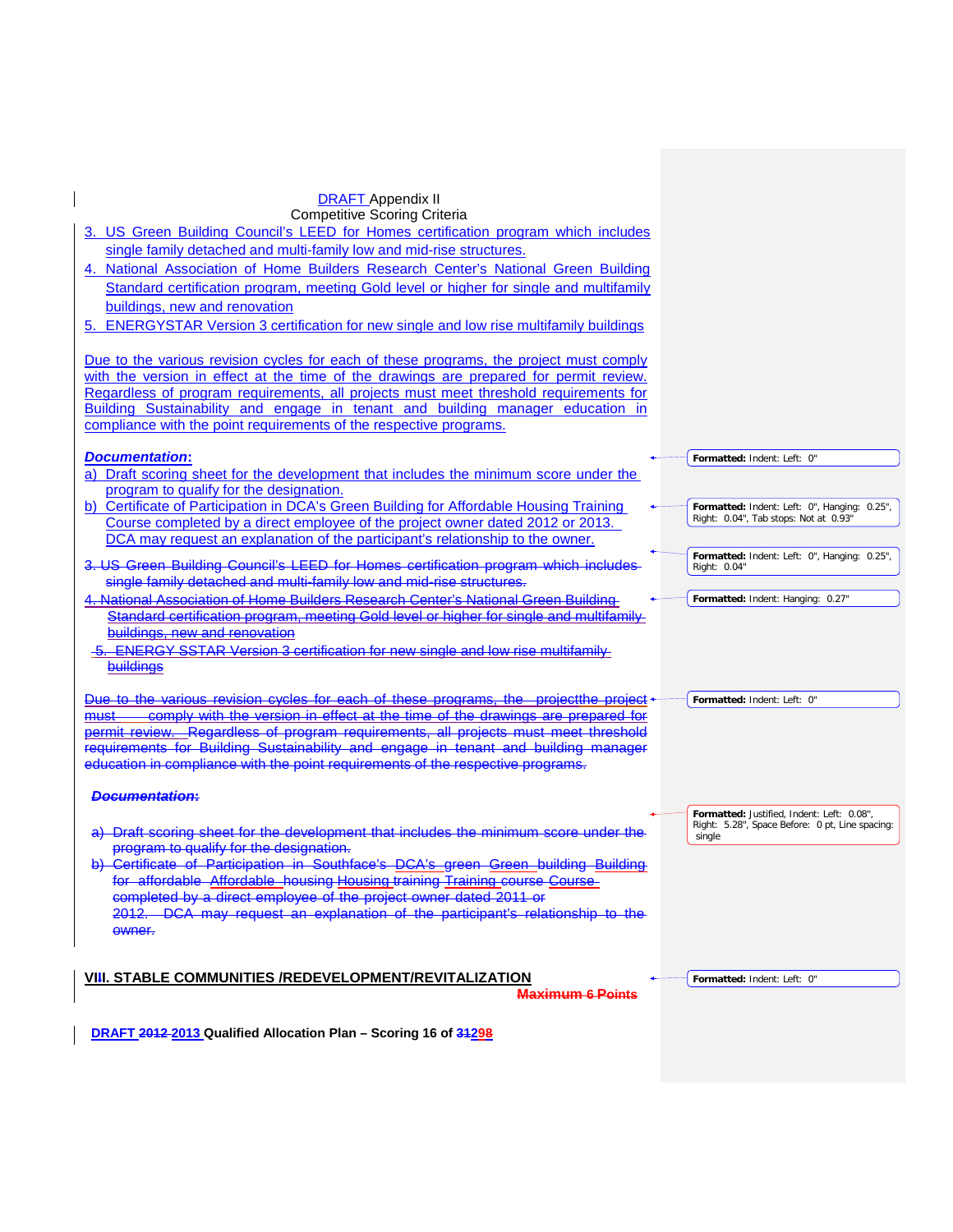DRAFT Appendix II
Competitive Scoring Criteria

3. US Green Building Council's LEED for Homes certification program which includes single family detached and multi-family low and mid-rise structures.
4. National Association of Home Builders Research Center's National Green Building Standard certification program, meeting Gold level or higher for single and multifamily buildings, new and renovation
5. ENERGYSTAR Version 3 certification for new single and low rise multifamily buildings

Due to the various revision cycles for each of these programs, the project must comply with the version in effect at the time of the drawings are prepared for permit review. Regardless of program requirements, all projects must meet threshold requirements for Building Sustainability and engage in tenant and building manager education in compliance with the point requirements of the respective programs.

***Documentation:***

a) Draft scoring sheet for the development that includes the minimum score under the program to qualify for the designation.
b) Certificate of Participation in DCA's Green Building for Affordable Housing Training Course completed by a direct employee of the project owner dated 2012 or 2013. DCA may request an explanation of the participant's relationship to the owner.

~~3. US Green Building Council's LEED for Homes certification program which includes single family detached and multi-family low and mid-rise structures.~~
~~4. National Association of Home Builders Research Center's National Green Building Standard certification program, meeting Gold level or higher for single and multifamily buildings, new and renovation~~
~~5. ENERGY SSTAR Version 3 certification for new single and low rise multifamily buildings~~

~~Due to the various revision cycles for each of these programs, the projectthe project must comply with the version in effect at the time of the drawings are prepared for permit review. Regardless of program requirements, all projects must meet threshold requirements for Building Sustainability and engage in tenant and building manager education in compliance with the point requirements of the respective programs.~~

~~***Documentation:***~~

~~a) Draft scoring sheet for the development that includes the minimum score under the program to qualify for the designation.~~
~~b) Certificate of Participation in Southface's DCA's green Green building Building for affordable Affordable housing Housing training Training course Course completed by a direct employee of the project owner dated 2011 or 2012. DCA may request an explanation of the participant's relationship to the owner.~~

## VIII. STABLE COMMUNITIES /REDEVELOPMENT/REVITALIZATION

~~**Maximum 6 Points**~~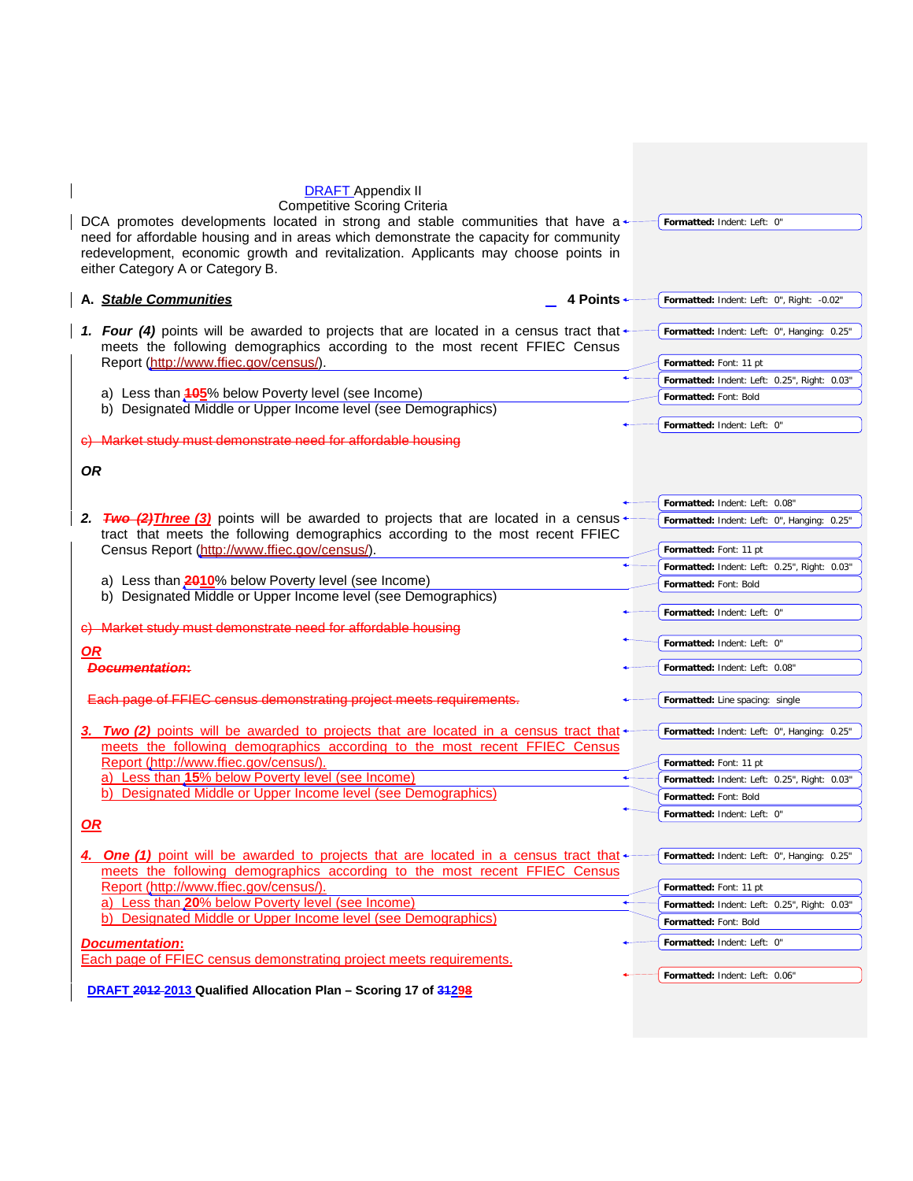DRAFT Appendix II

Competitive Scoring Criteria

DCA promotes developments located in strong and stable communities that have a need for affordable housing and in areas which demonstrate the capacity for community redevelopment, economic growth and revitalization. Applicants may choose points in either Category A or Category B.

**A. *Stable Communities*** **4 Points**

1. ***Four (4)*** points will be awarded to projects that are located in a census tract that meets the following demographics according to the most recent FFIEC Census Report (http://www.ffiec.gov/census/).

   a) Less than ~~10~~5% below Poverty level (see Income)
   b) Designated Middle or Upper Income level (see Demographics)

~~c) Market study must demonstrate need for affordable housing~~

***OR***

2. ~~***Two (2)***~~***Three (3)*** points will be awarded to projects that are located in a census tract that meets the following demographics according to the most recent FFIEC Census Report (http://www.ffiec.gov/census/).

   a) Less than ~~20~~10% below Poverty level (see Income)
   b) Designated Middle or Upper Income level (see Demographics)

~~c) Market study must demonstrate need for affordable housing~~

***OR***

~~***Documentation:***~~

~~Each page of FFIEC census demonstrating project meets requirements.~~

3. ***Two (2)*** points will be awarded to projects that are located in a census tract that meets the following demographics according to the most recent FFIEC Census Report (http://www.ffiec.gov/census/).

   a) Less than **15**% below Poverty level (see Income)
   b) Designated Middle or Upper Income level (see Demographics)

***OR***

4. ***One (1)*** point will be awarded to projects that are located in a census tract that meets the following demographics according to the most recent FFIEC Census Report (http://www.ffiec.gov/census/).

   a) Less than **20**% below Poverty level (see Income)
   b) Designated Middle or Upper Income level (see Demographics)

***Documentation*:**

Each page of FFIEC census demonstrating project meets requirements.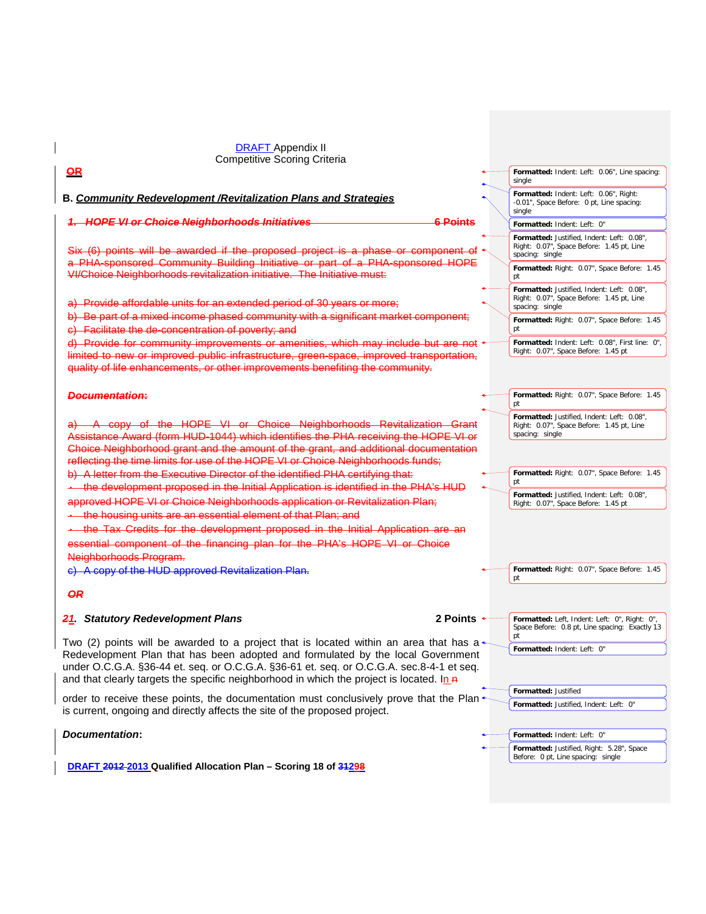DRAFT Appendix II
Competitive Scoring Criteria

~~**OR**~~

**B. *Community Redevelopment /Revitalization Plans and Strategies***

~~***1. HOPE VI or Choice Neighborhoods Initiatives*** **6 Points**~~

~~Six (6) points will be awarded if the proposed project is a phase or component of a PHA-sponsored Community Building Initiative or part of a PHA-sponsored HOPE VI/Choice Neighborhoods revitalization initiative. The Initiative must:~~

~~a) Provide affordable units for an extended period of 30 years or more;~~
~~b) Be part of a mixed income phased community with a significant market component;~~
~~c) Facilitate the de-concentration of poverty; and~~
~~d) Provide for community improvements or amenities, which may include but are not limited to new or improved public infrastructure, green-space, improved transportation, quality of life enhancements, or other improvements benefiting the community.~~

~~***Documentation:***~~

~~a) A copy of the HOPE VI or Choice Neighborhoods Revitalization Grant Assistance Award (form HUD-1044) which identifies the PHA receiving the HOPE VI or Choice Neighborhood grant and the amount of the grant, and additional documentation reflecting the time limits for use of the HOPE VI or Choice Neighborhoods funds;~~
~~b) A letter from the Executive Director of the identified PHA certifying that:~~
~~- the development proposed in the Initial Application is identified in the PHA's HUD approved HOPE VI or Choice Neighborhoods application or Revitalization Plan;~~
~~- the housing units are an essential element of that Plan; and~~
~~- the Tax Credits for the development proposed in the Initial Application are an essential component of the financing plan for the PHA's HOPE VI or Choice Neighborhoods Program.~~
~~c) A copy of the HUD approved Revitalization Plan.~~

~~***OR***~~

***~~2~~1. Statutory Redevelopment Plans*** **2 Points**

Two (2) points will be awarded to a project that is located within an area that has a Redevelopment Plan that has been adopted and formulated by the local Government under O.C.G.A. §36-44 et. seq. or O.C.G.A. §36-61 et. seq. or O.C.G.A. sec.8-4-1 et seq. and that clearly targets the specific neighborhood in which the project is located. In ~~n~~ order to receive these points, the documentation must conclusively prove that the Plan is current, ongoing and directly affects the site of the proposed project.

***Documentation*:**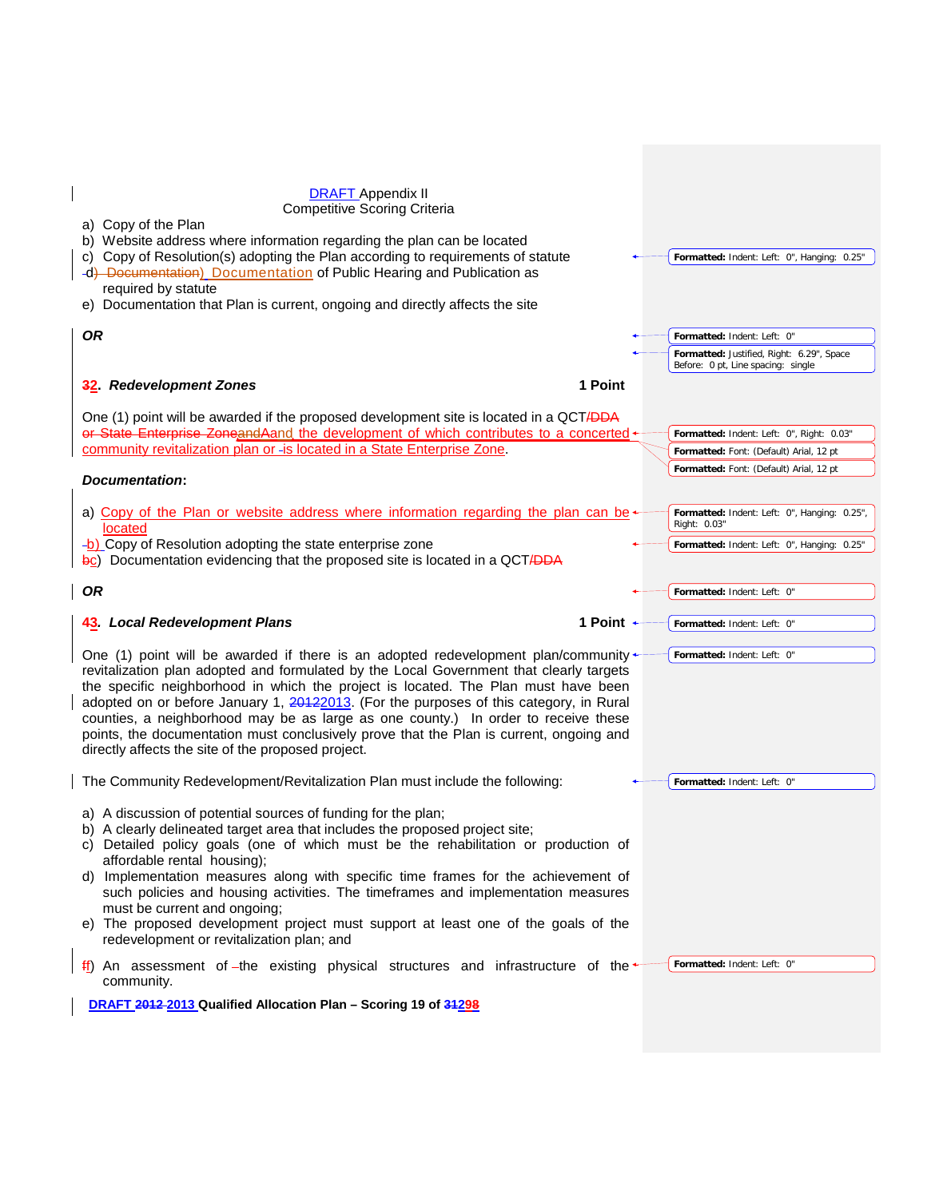DRAFT Appendix II
Competitive Scoring Criteria

a) Copy of the Plan
b) Website address where information regarding the plan can be located
c) Copy of Resolution(s) adopting the Plan according to requirements of statute
d) Documentation of Public Hearing and Publication as required by statute
e) Documentation that Plan is current, ongoing and directly affects the site

***OR***

**3. *Redevelopment Zones*** **1 Point**

One (1) point will be awarded if the proposed development site is located in a QCT and the development of which contributes to a concerted community revitalization plan or is located in a State Enterprise Zone.

***Documentation*:**

a) Copy of the Plan or website address where information regarding the plan can be located
b) Copy of Resolution adopting the state enterprise zone
c) Documentation evidencing that the proposed site is located in a QCT

***OR***

**4. *Local Redevelopment Plans*** **1 Point**

One (1) point will be awarded if there is an adopted redevelopment plan/community revitalization plan adopted and formulated by the Local Government that clearly targets the specific neighborhood in which the project is located. The Plan must have been adopted on or before January 1, 2013. (For the purposes of this category, in Rural counties, a neighborhood may be as large as one county.) In order to receive these points, the documentation must conclusively prove that the Plan is current, ongoing and directly affects the site of the proposed project.

The Community Redevelopment/Revitalization Plan must include the following:

a) A discussion of potential sources of funding for the plan;
b) A clearly delineated target area that includes the proposed project site;
c) Detailed policy goals (one of which must be the rehabilitation or production of affordable rental housing);
d) Implementation measures along with specific time frames for the achievement of such policies and housing activities. The timeframes and implementation measures must be current and ongoing;
e) The proposed development project must support at least one of the goals of the redevelopment or revitalization plan; and
f) An assessment of the existing physical structures and infrastructure of the community.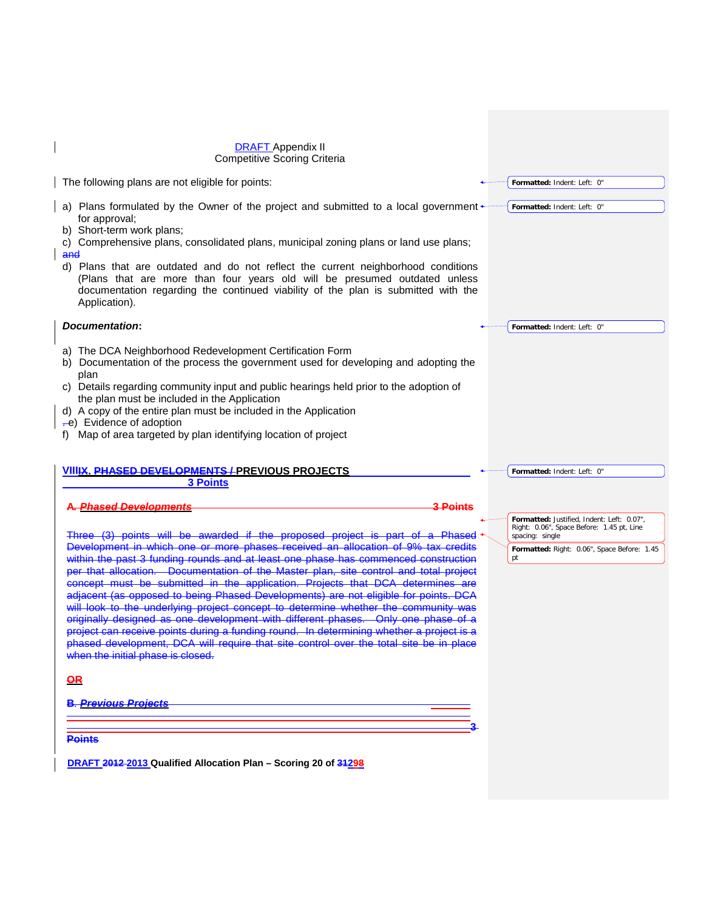DRAFT Appendix II
Competitive Scoring Criteria

The following plans are not eligible for points:

a) Plans formulated by the Owner of the project and submitted to a local government for approval;
b) Short-term work plans;
c) Comprehensive plans, consolidated plans, municipal zoning plans or land use plans; and
d) Plans that are outdated and do not reflect the current neighborhood conditions (Plans that are more than four years old will be presumed outdated unless documentation regarding the continued viability of the plan is submitted with the Application).

***Documentation***:

a) The DCA Neighborhood Redevelopment Certification Form
b) Documentation of the process the government used for developing and adopting the plan
c) Details regarding community input and public hearings held prior to the adoption of the plan must be included in the Application
d) A copy of the entire plan must be included in the Application
e) Evidence of adoption
f) Map of area targeted by plan identifying location of project

## ~~VIII~~IX. ~~PHASED DEVELOPMENTS /~~ PREVIOUS PROJECTS 3 Points

~~**A. *Phased Developments*** **3 Points**~~

~~Three (3) points will be awarded if the proposed project is part of a Phased Development in which one or more phases received an allocation of 9% tax credits within the past 3 funding rounds and at least one phase has commenced construction per that allocation. Documentation of the Master plan, site control and total project concept must be submitted in the application. Projects that DCA determines are adjacent (as opposed to being Phased Developments) are not eligible for points. DCA will look to the underlying project concept to determine whether the community was originally designed as one development with different phases. Only one phase of a project can receive points during a funding round. In determining whether a project is a phased development, DCA will require that site control over the total site be in place when the initial phase is closed.~~

~~**OR**~~

~~**B. *Previous Projects*** **3 Points**~~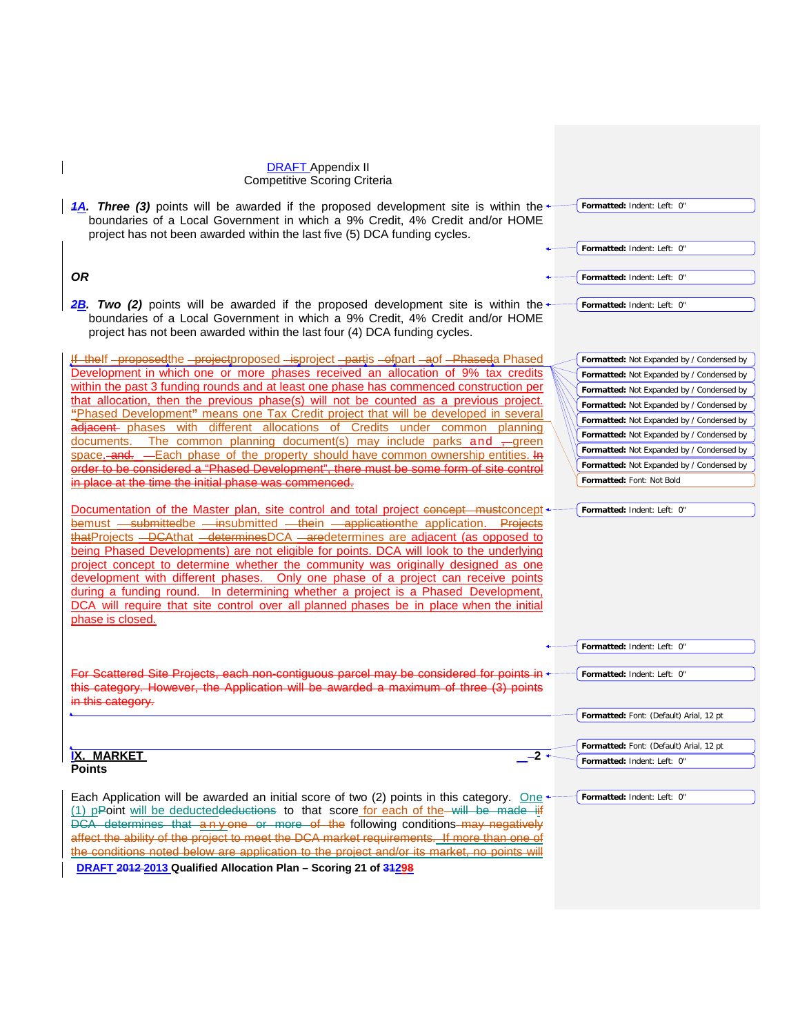DRAFT Appendix II
Competitive Scoring Criteria

1A. ***Three (3)*** points will be awarded if the proposed development site is within the boundaries of a Local Government in which a 9% Credit, 4% Credit and/or HOME project has not been awarded within the last five (5) DCA funding cycles.

***OR***

2B. ***Two (2)*** points will be awarded if the proposed development site is within the boundaries of a Local Government in which a 9% Credit, 4% Credit and/or HOME project has not been awarded within the last four (4) DCA funding cycles.

If the proposed project is part of a Phased Development in which one or more phases received an allocation of 9% tax credits within the past 3 funding rounds and at least one phase has commenced construction per that allocation, then the previous phase(s) will not be counted as a previous project. "Phased Development" means one Tax Credit project that will be developed in several phases with different allocations of Credits under common planning documents. The common planning document(s) may include parks and green space. Each phase of the property should have common ownership entities. In order to be considered a "Phased Development", there must be some form of site control in place at the time the initial phase was commenced.

Documentation of the Master plan, site control and total project concept must be submitted in the application. Projects DCA determines are adjacent (as opposed to being Phased Developments) are not eligible for points. DCA will look to the underlying project concept to determine whether the community was originally designed as one development with different phases. Only one phase of a project can receive points during a funding round. In determining whether a project is a Phased Development, DCA will require that site control over all planned phases be in place when the initial phase is closed.

For Scattered Site Projects, each non-contiguous parcel may be considered for points in this category. However, the Application will be awarded a maximum of three (3) points in this category.

## IX. MARKET — 2 Points

Each Application will be awarded an initial score of two (2) points in this category. One (1) point will be deducted to that score for each of the following conditions may negatively affect the ability of the project to meet the DCA market requirements. If more than one of the conditions noted below are application to the project and/or its market, no points will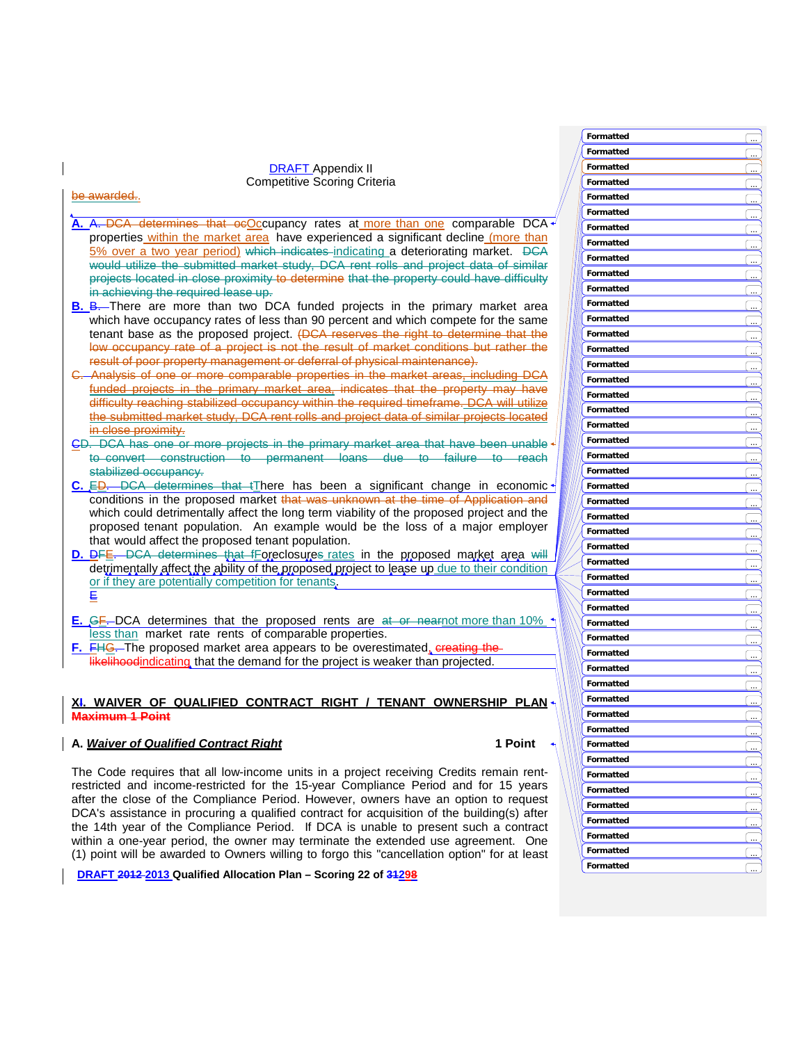DRAFT Appendix II
Competitive Scoring Criteria

be awarded..

A. A. DCA determines that ocOccupancy rates at more than one comparable DCA properties within the market area have experienced a significant decline (more than 5% over a two year period) which indicates indicating a deteriorating market. DCA would utilize the submitted market study, DCA rent rolls and project data of similar projects located in close proximity to determine that the property could have difficulty in achieving the required lease up.

B. B. There are more than two DCA funded projects in the primary market area which have occupancy rates of less than 90 percent and which compete for the same tenant base as the proposed project. (DCA reserves the right to determine that the low occupancy rate of a project is not the result of market conditions but rather the result of poor property management or deferral of physical maintenance).

C. Analysis of one or more comparable properties in the market areas, including DCA funded projects in the primary market area, indicates that the property may have difficulty reaching stabilized occupancy within the required timeframe. DCA will utilize the submitted market study, DCA rent rolls and project data of similar projects located in close proximity.

CD. DCA has one or more projects in the primary market area that have been unable to convert construction to permanent loans due to failure to reach stabilized occupancy.

C. ED. DCA determines that tThere has been a significant change in economic conditions in the proposed market that was unknown at the time of Application and which could detrimentally affect the long term viability of the proposed project and the proposed tenant population. An example would be the loss of a major employer that would affect the proposed tenant population.

D. DFE. DCA determines that fForeclosures rates in the proposed market area will detrimentally affect the ability of the proposed project to lease up due to their condition or if they are potentially competition for tenants.
E

E. GF. DCA determines that the proposed rents are at or nearnot more than 10% less than market rate rents of comparable properties.

F. FHG. The proposed market area appears to be overestimated, creating the likelihoodindicating that the demand for the project is weaker than projected.

**XI. WAIVER OF QUALIFIED CONTRACT RIGHT / TENANT OWNERSHIP PLAN Maximum 1 Point**

**A. *Waiver of Qualified Contract Right*** **1 Point**

The Code requires that all low-income units in a project receiving Credits remain rent-restricted and income-restricted for the 15-year Compliance Period and for 15 years after the close of the Compliance Period. However, owners have an option to request DCA's assistance in procuring a qualified contract for acquisition of the building(s) after the 14th year of the Compliance Period. If DCA is unable to present such a contract within a one-year period, the owner may terminate the extended use agreement. One (1) point will be awarded to Owners willing to forgo this "cancellation option" for at least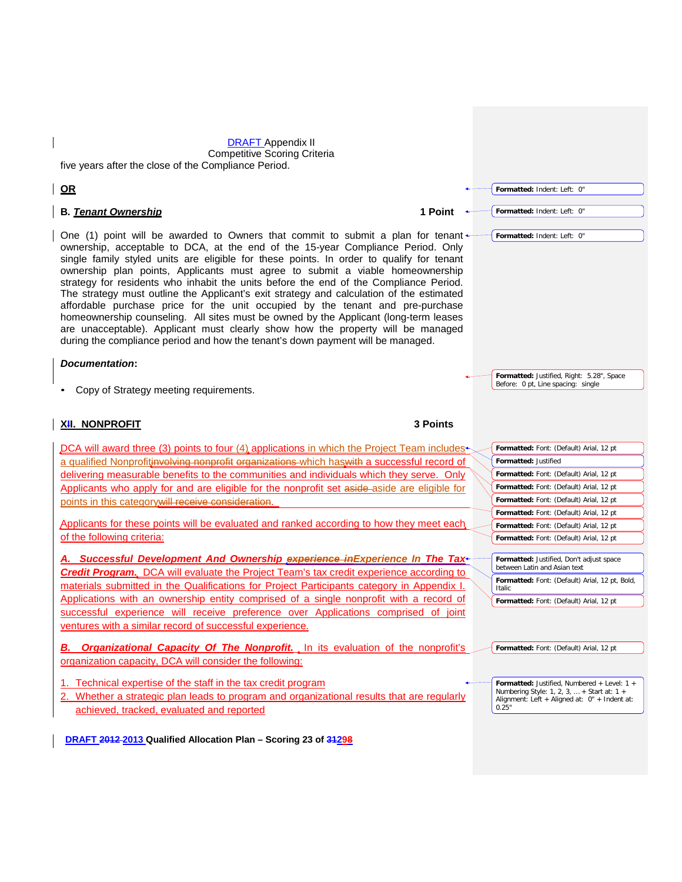five years after the close of the Compliance Period.

**OR**

**B. *Tenant Ownership*** **1 Point**

One (1) point will be awarded to Owners that commit to submit a plan for tenant ownership, acceptable to DCA, at the end of the 15-year Compliance Period. Only single family styled units are eligible for these points. In order to qualify for tenant ownership plan points, Applicants must agree to submit a viable homeownership strategy for residents who inhabit the units before the end of the Compliance Period. The strategy must outline the Applicant's exit strategy and calculation of the estimated affordable purchase price for the unit occupied by the tenant and pre-purchase homeownership counseling. All sites must be owned by the Applicant (long-term leases are unacceptable). Applicant must clearly show how the property will be managed during the compliance period and how the tenant's down payment will be managed.

***Documentation*:**

- Copy of Strategy meeting requirements.

## XII. NONPROFIT **3 Points**

DCA will award three (3) points to four (4) applications in which the Project Team includes a qualified Nonprofit ~~involving nonprofit organizations~~ which has ~~with~~ a successful record of delivering measurable benefits to the communities and individuals which they serve. Only Applicants who apply for and are eligible for the nonprofit set ~~aside~~ aside are eligible for points in this category ~~will receive consideration.~~

Applicants for these points will be evaluated and ranked according to how they meet each of the following criteria:

***A. Successful Development And Ownership ~~experience in~~ Experience In The Tax Credit Program.*** DCA will evaluate the Project Team's tax credit experience according to materials submitted in the Qualifications for Project Participants category in Appendix I. Applications with an ownership entity comprised of a single nonprofit with a record of successful experience will receive preference over Applications comprised of joint ventures with a similar record of successful experience.

***B. Organizational Capacity Of The Nonprofit.*** In its evaluation of the nonprofit's organization capacity, DCA will consider the following:

1. Technical expertise of the staff in the tax credit program
2. Whether a strategic plan leads to program and organizational results that are regularly achieved, tracked, evaluated and reported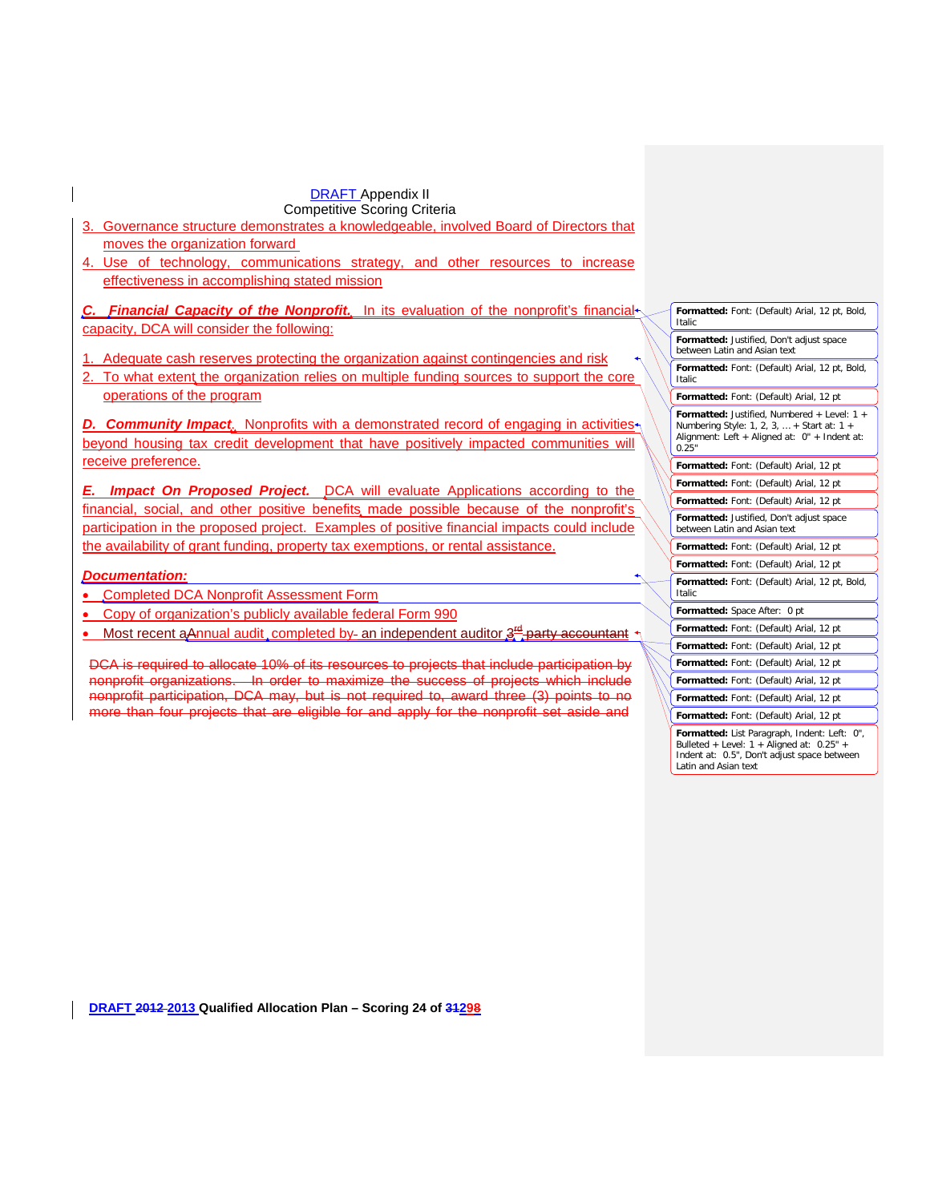DRAFT Appendix II
Competitive Scoring Criteria

3. Governance structure demonstrates a knowledgeable, involved Board of Directors that moves the organization forward
4. Use of technology, communications strategy, and other resources to increase effectiveness in accomplishing stated mission

***C. Financial Capacity of the Nonprofit.*** In its evaluation of the nonprofit's financial capacity, DCA will consider the following:

1. Adequate cash reserves protecting the organization against contingencies and risk
2. To what extent the organization relies on multiple funding sources to support the core operations of the program

***D. Community Impact.*** Nonprofits with a demonstrated record of engaging in activities beyond housing tax credit development that have positively impacted communities will receive preference.

***E. Impact On Proposed Project.*** DCA will evaluate Applications according to the financial, social, and other positive benefits made possible because of the nonprofit's participation in the proposed project. Examples of positive financial impacts could include the availability of grant funding, property tax exemptions, or rental assistance.

***Documentation:***

- Completed DCA Nonprofit Assessment Form
- Copy of organization's publicly available federal Form 990
- Most recent aAnnual audit, completed by- an independent auditor 3rd party accountant

~~DCA is required to allocate 10% of its resources to projects that include participation by nonprofit organizations. In order to maximize the success of projects which include nonprofit participation, DCA may, but is not required to, award three (3) points to no more than four projects that are eligible for and apply for the nonprofit set aside and~~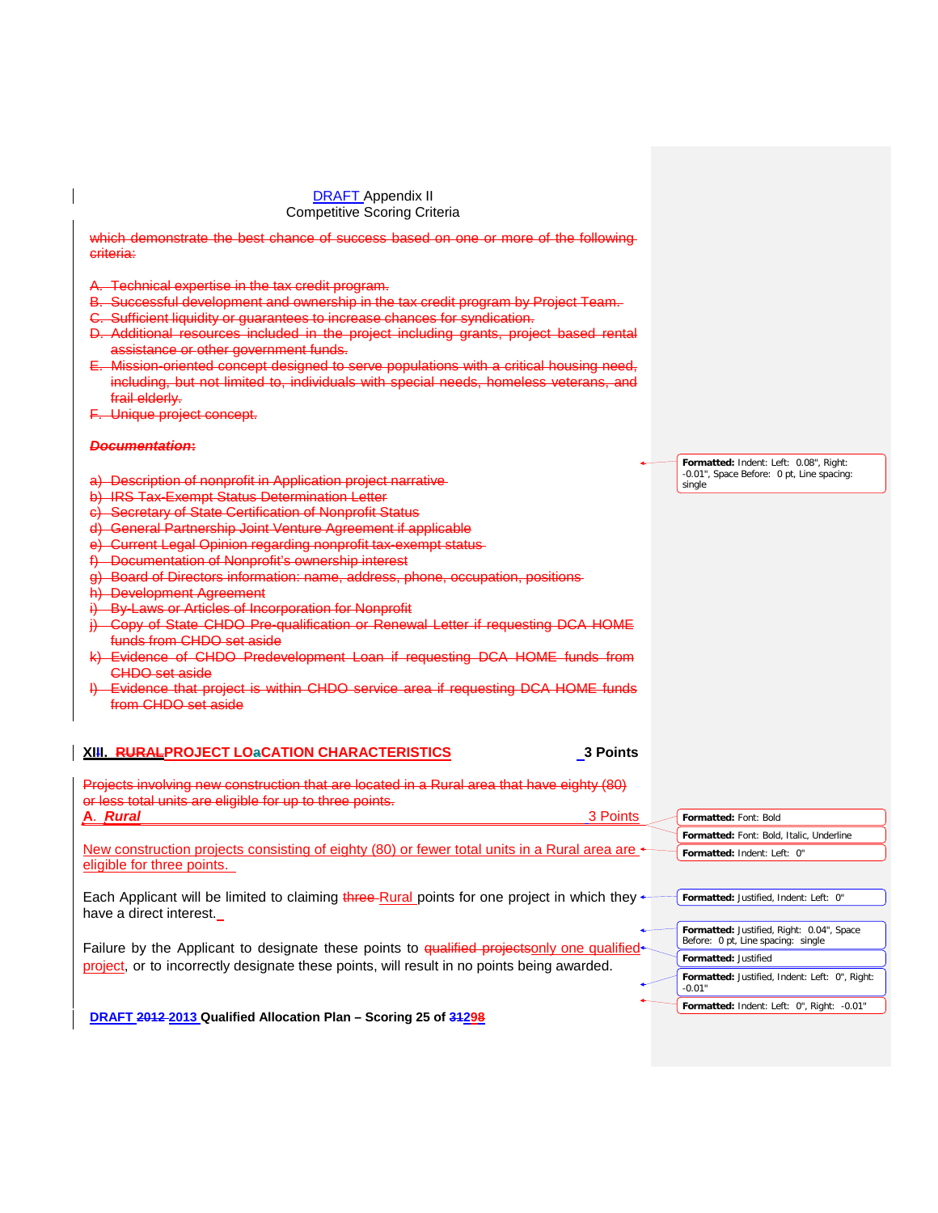which demonstrate the best chance of success based on one or more of the following criteria:

A. Technical expertise in the tax credit program.
B. Successful development and ownership in the tax credit program by Project Team.
C. Sufficient liquidity or guarantees to increase chances for syndication.
D. Additional resources included in the project including grants, project based rental assistance or other government funds.
E. Mission-oriented concept designed to serve populations with a critical housing need, including, but not limited to, individuals with special needs, homeless veterans, and frail elderly.
F. Unique project concept.

***Documentation:***

a) Description of nonprofit in Application project narrative
b) IRS Tax-Exempt Status Determination Letter
c) Secretary of State Certification of Nonprofit Status
d) General Partnership Joint Venture Agreement if applicable
e) Current Legal Opinion regarding nonprofit tax-exempt status
f) Documentation of Nonprofit's ownership interest
g) Board of Directors information: name, address, phone, occupation, positions
h) Development Agreement
i) By-Laws or Articles of Incorporation for Nonprofit
j) Copy of State CHDO Pre-qualification or Renewal Letter if requesting DCA HOME funds from CHDO set aside
k) Evidence of CHDO Predevelopment Loan if requesting DCA HOME funds from CHDO set aside
l) Evidence that project is within CHDO service area if requesting DCA HOME funds from CHDO set aside

## XIII. RURALPROJECT LOaCATION CHARACTERISTICS — 3 Points

Projects involving new construction that are located in a Rural area that have eighty (80) or less total units are eligible for up to three points.

***A. Rural*** — 3 Points

New construction projects consisting of eighty (80) or fewer total units in a Rural area are eligible for three points.

Each Applicant will be limited to claiming three Rural points for one project in which they have a direct interest.

Failure by the Applicant to designate these points to qualified projectsonly one qualified project, or to incorrectly designate these points, will result in no points being awarded.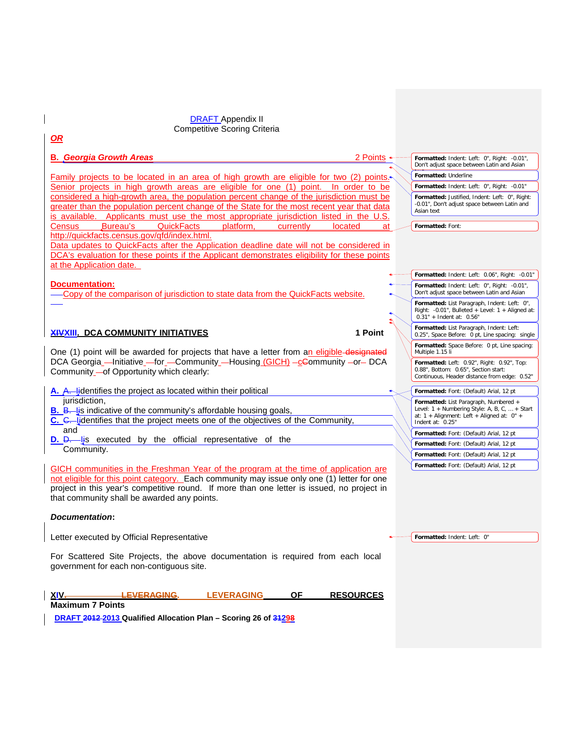DRAFT Appendix II
Competitive Scoring Criteria

***OR***

**B. *Georgia Growth Areas*** 2 Points

Family projects to be located in an area of high growth are eligible for two (2) points. Senior projects in high growth areas are eligible for one (1) point. In order to be considered a high-growth area, the population percent change of the jurisdiction must be greater than the population percent change of the State for the most recent year that data is available. Applicants must use the most appropriate jurisdiction listed in the U.S. Census Bureau's QuickFacts platform, currently located at http://quickfacts.census.gov/qfd/index.html.
Data updates to QuickFacts after the Application deadline date will not be considered in DCA's evaluation for these points if the Applicant demonstrates eligibility for these points at the Application date.

**Documentation:**

- Copy of the comparison of jurisdiction to state data from the QuickFacts website.

## XIII. DCA COMMUNITY INITIATIVES — 1 Point

One (1) point will be awarded for projects that have a letter from an eligible DCA Georgia Initiative for Community Housing (GICH) community or DCA Community of Opportunity which clearly:

A. identifies the project as located within their political jurisdiction,
B. is indicative of the community's affordable housing goals,
C. identifies that the project meets one of the objectives of the Community, and
D. is executed by the official representative of the Community.

GICH communities in the Freshman Year of the program at the time of application are not eligible for this point category. Each community may issue only one (1) letter for one project in this year's competitive round. If more than one letter is issued, no project in that community shall be awarded any points.

***Documentation*:**

Letter executed by Official Representative

For Scattered Site Projects, the above documentation is required from each local government for each non-contiguous site.

## XIV. LEVERAGING OF RESOURCES

**Maximum 7 Points**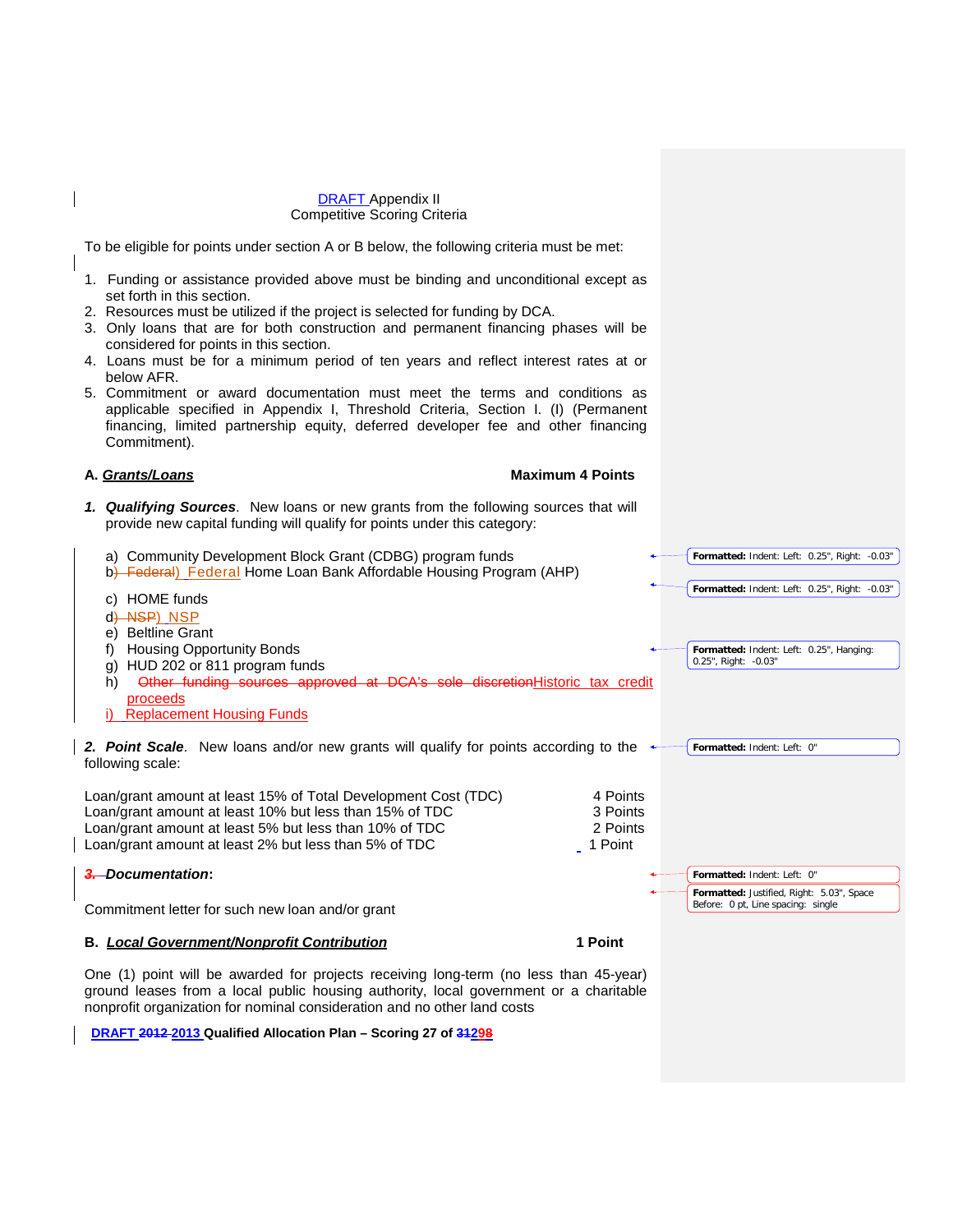DRAFT Appendix II
Competitive Scoring Criteria

To be eligible for points under section A or B below, the following criteria must be met:

1. Funding or assistance provided above must be binding and unconditional except as set forth in this section.
2. Resources must be utilized if the project is selected for funding by DCA.
3. Only loans that are for both construction and permanent financing phases will be considered for points in this section.
4. Loans must be for a minimum period of ten years and reflect interest rates at or below AFR.
5. Commitment or award documentation must meet the terms and conditions as applicable specified in Appendix I, Threshold Criteria, Section I. (I) (Permanent financing, limited partnership equity, deferred developer fee and other financing Commitment).

## A. ***Grants/Loans*** — Maximum 4 Points

***1. Qualifying Sources***. New loans or new grants from the following sources that will provide new capital funding will qualify for points under this category:

a) Community Development Block Grant (CDBG) program funds
b) ~~Federal)~~ Federal Home Loan Bank Affordable Housing Program (AHP)
c) HOME funds
d) ~~NSP)~~ NSP
e) Beltline Grant
f) Housing Opportunity Bonds
g) HUD 202 or 811 program funds
h) ~~Other funding sources approved at DCA's sole discretion~~Historic tax credit proceeds
i) Replacement Housing Funds

***2. Point Scale***. New loans and/or new grants will qualify for points according to the following scale:

| | |
|---|---|
| Loan/grant amount at least 15% of Total Development Cost (TDC) | 4 Points |
| Loan/grant amount at least 10% but less than 15% of TDC | 3 Points |
| Loan/grant amount at least 5% but less than 10% of TDC | 2 Points |
| Loan/grant amount at least 2% but less than 5% of TDC | 1 Point |

***~~3.~~ Documentation*****:**

Commitment letter for such new loan and/or grant

## B. ***Local Government/Nonprofit Contribution*** — 1 Point

One (1) point will be awarded for projects receiving long-term (no less than 45-year) ground leases from a local public housing authority, local government or a charitable nonprofit organization for nominal consideration and no other land costs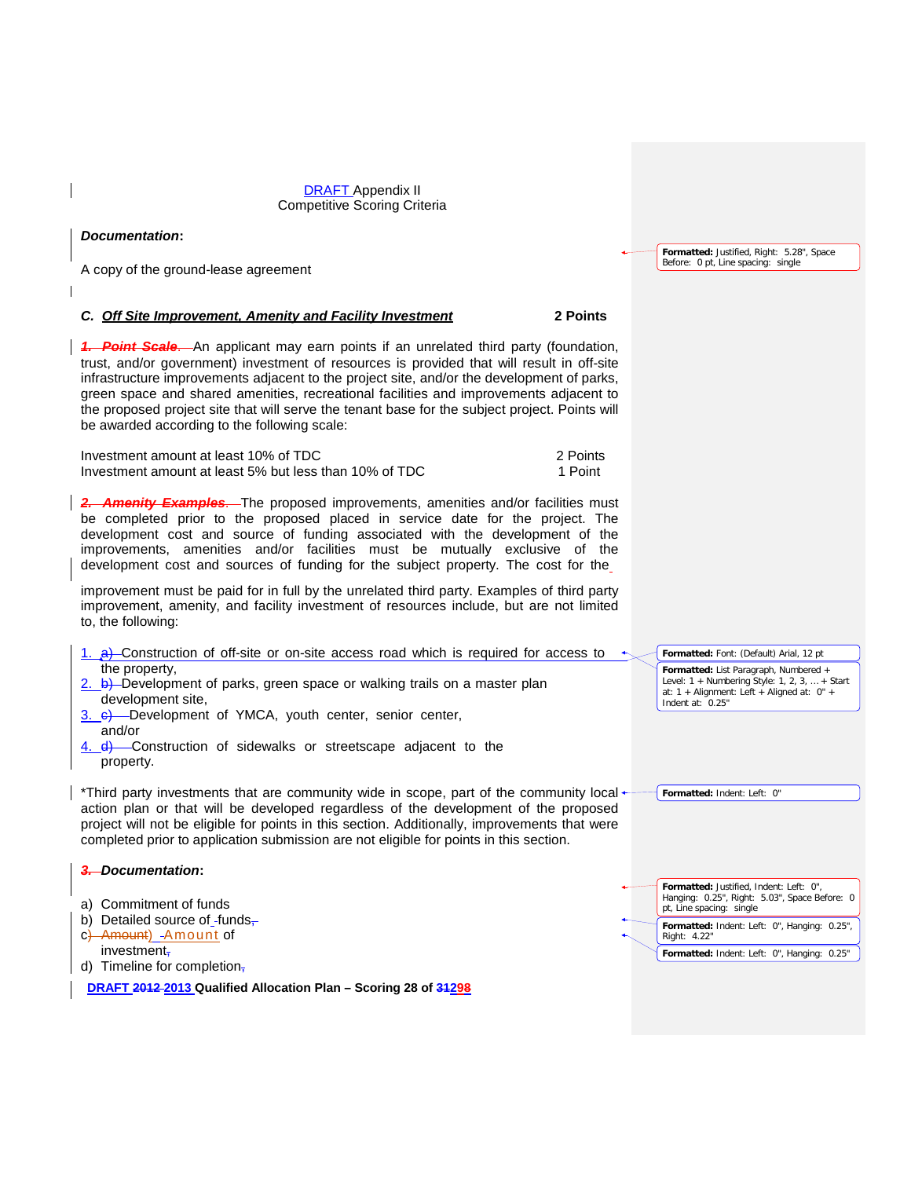DRAFT Appendix II
Competitive Scoring Criteria

***Documentation*:**

A copy of the ground-lease agreement

### ***C. Off Site Improvement, Amenity and Facility Investment*** 2 Points

***1. Point Scale***. An applicant may earn points if an unrelated third party (foundation, trust, and/or government) investment of resources is provided that will result in off-site infrastructure improvements adjacent to the project site, and/or the development of parks, green space and shared amenities, recreational facilities and improvements adjacent to the proposed project site that will serve the tenant base for the subject project. Points will be awarded according to the following scale:

| | |
|---|---|
| Investment amount at least 10% of TDC | 2 Points |
| Investment amount at least 5% but less than 10% of TDC | 1 Point |

***2. Amenity Examples***. The proposed improvements, amenities and/or facilities must be completed prior to the proposed placed in service date for the project. The development cost and source of funding associated with the development of the improvements, amenities and/or facilities must be mutually exclusive of the development cost and sources of funding for the subject property. The cost for the improvement must be paid for in full by the unrelated third party. Examples of third party improvement, amenity, and facility investment of resources include, but are not limited to, the following:

1. Construction of off-site or on-site access road which is required for access to the property,
2. Development of parks, green space or walking trails on a master plan development site,
3. Development of YMCA, youth center, senior center, and/or
4. Construction of sidewalks or streetscape adjacent to the property.

*Third party investments that are community wide in scope, part of the community local action plan or that will be developed regardless of the development of the proposed project will not be eligible for points in this section. Additionally, improvements that were completed prior to application submission are not eligible for points in this section.

***3. Documentation*:**

a) Commitment of funds
b) Detailed source of funds
c) Amount of investment
d) Timeline for completion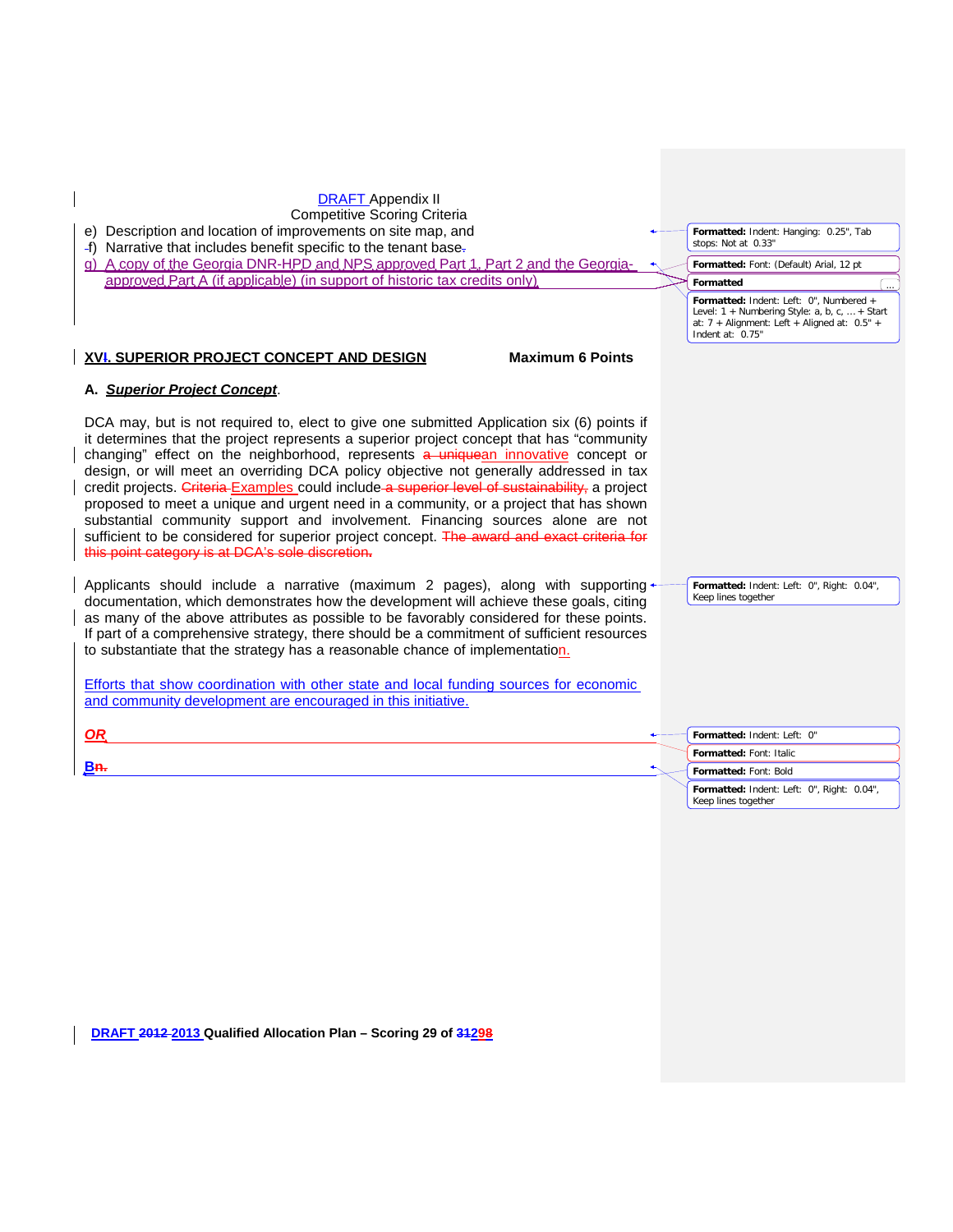e) Description and location of improvements on site map, and
f) Narrative that includes benefit specific to the tenant base.
g) A copy of the Georgia DNR-HPD and NPS approved Part 1, Part 2 and the Georgia-approved Part A (if applicable) (in support of historic tax credits only)

## XVI. SUPERIOR PROJECT CONCEPT AND DESIGN — Maximum 6 Points

### A. ***Superior Project Concept***.

DCA may, but is not required to, elect to give one submitted Application six (6) points if it determines that the project represents a superior project concept that has "community changing" effect on the neighborhood, represents an innovative concept or design, or will meet an overriding DCA policy objective not generally addressed in tax credit projects. Examples could include a project proposed to meet a unique and urgent need in a community, or a project that has shown substantial community support and involvement. Financing sources alone are not sufficient to be considered for superior project concept.

Applicants should include a narrative (maximum 2 pages), along with supporting documentation, which demonstrates how the development will achieve these goals, citing as many of the above attributes as possible to be favorably considered for these points. If part of a comprehensive strategy, there should be a commitment of sufficient resources to substantiate that the strategy has a reasonable chance of implementation.

Efforts that show coordination with other state and local funding sources for economic and community development are encouraged in this initiative.

***OR***

**B**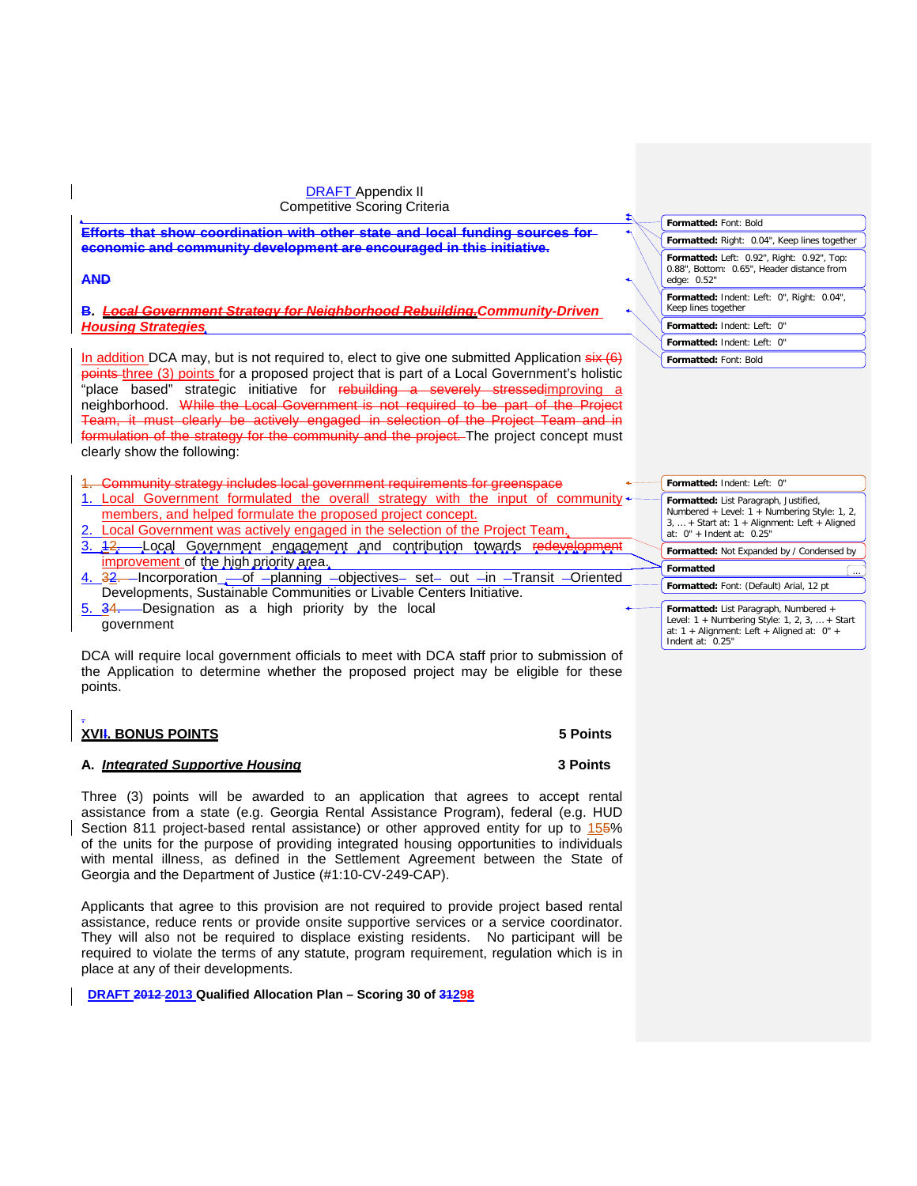DRAFT Appendix II
Competitive Scoring Criteria

**Efforts that show coordination with other state and local funding sources for economic and community development are encouraged in this initiative.**

**AND**

**B. *Local Government Strategy for Neighborhood Rebuilding.Community-Driven Housing Strategies***

In addition DCA may, but is not required to, elect to give one submitted Application six (6) points three (3) points for a proposed project that is part of a Local Government's holistic "place based" strategic initiative for rebuilding a severely stressedimproving a neighborhood. While the Local Government is not required to be part of the Project Team, it must clearly be actively engaged in selection of the Project Team and in formulation of the strategy for the community and the project. The project concept must clearly show the following:

1. Community strategy includes local government requirements for greenspace
1. Local Government formulated the overall strategy with the input of community members, and helped formulate the proposed project concept.
2. Local Government was actively engaged in the selection of the Project Team.
3. 12. Local Government engagement and contribution towards redevelopment improvement of the high priority area.
4. 32. Incorporation of planning objectives set out in Transit Oriented Developments, Sustainable Communities or Livable Centers Initiative.
5. 34. Designation as a high priority by the local government

DCA will require local government officials to meet with DCA staff prior to submission of the Application to determine whether the proposed project may be eligible for these points.

## XVII. BONUS POINTS — 5 Points

### A. *Integrated Supportive Housing* — 3 Points

Three (3) points will be awarded to an application that agrees to accept rental assistance from a state (e.g. Georgia Rental Assistance Program), federal (e.g. HUD Section 811 project-based rental assistance) or other approved entity for up to 155% of the units for the purpose of providing integrated housing opportunities to individuals with mental illness, as defined in the Settlement Agreement between the State of Georgia and the Department of Justice (#1:10-CV-249-CAP).

Applicants that agree to this provision are not required to provide project based rental assistance, reduce rents or provide onsite supportive services or a service coordinator. They will also not be required to displace existing residents. No participant will be required to violate the terms of any statute, program requirement, regulation which is in place at any of their developments.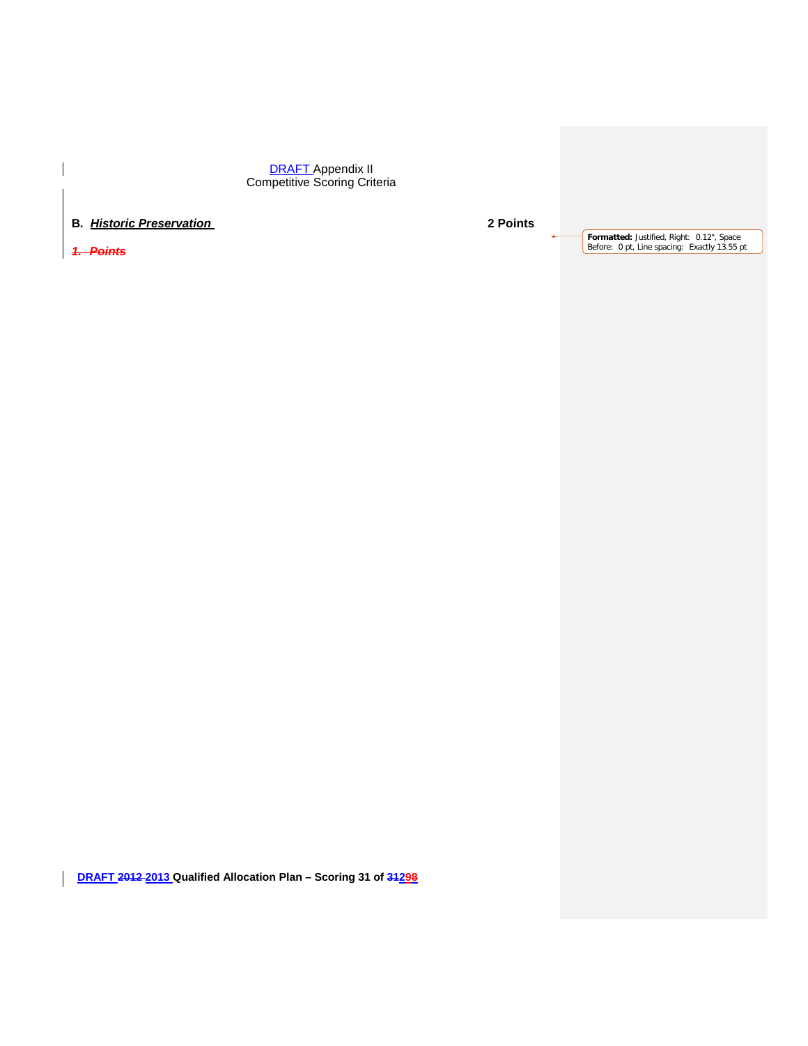DRAFT Appendix II
Competitive Scoring Criteria

**B. *Historic Preservation*** **2 Points**

***1. Points***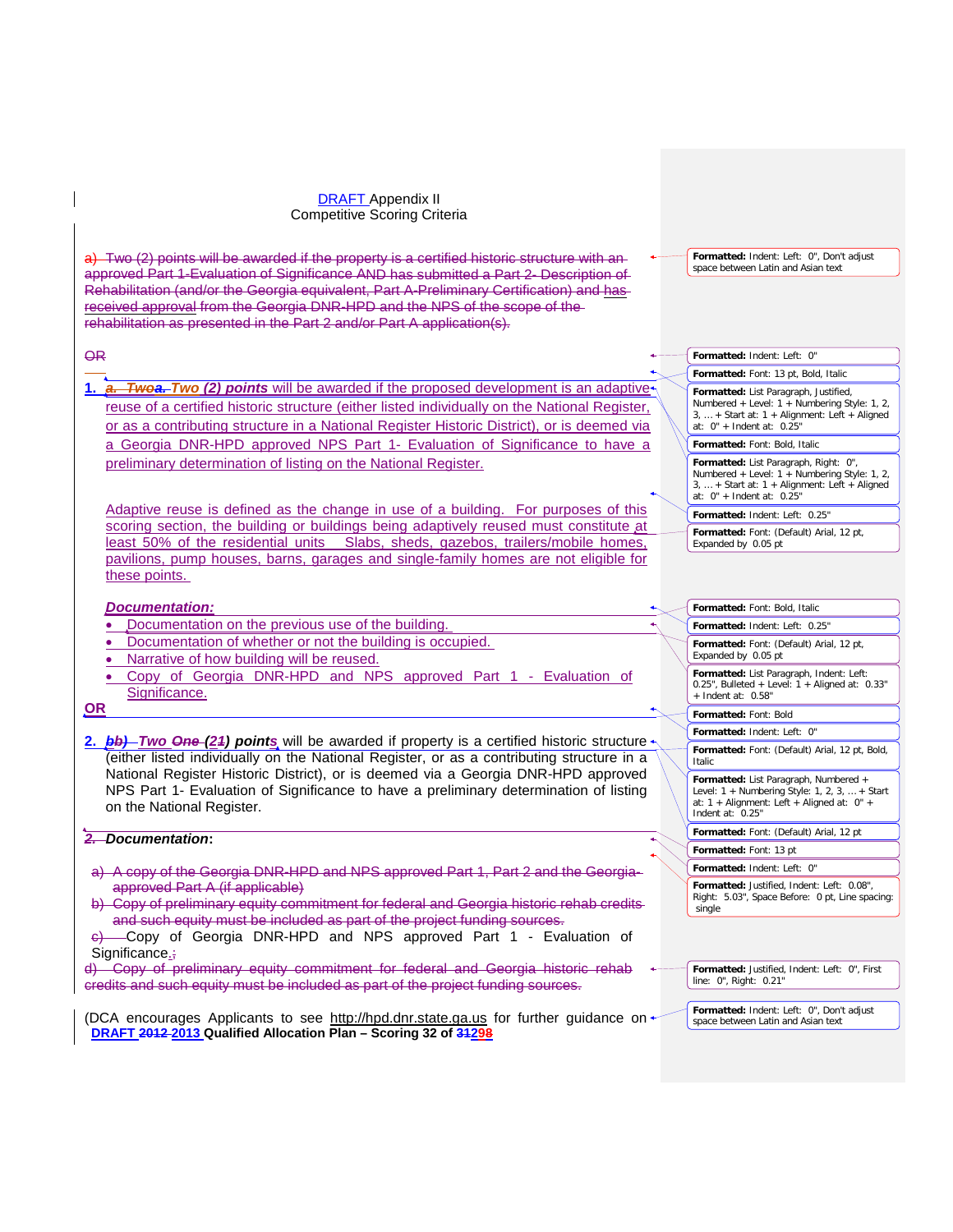DRAFT Appendix II
Competitive Scoring Criteria

a) Two (2) points will be awarded if the property is a certified historic structure with an approved Part 1-Evaluation of Significance AND has submitted a Part 2- Description of Rehabilitation (and/or the Georgia equivalent, Part A-Preliminary Certification) and has received approval from the Georgia DNR-HPD and the NPS of the scope of the rehabilitation as presented in the Part 2 and/or Part A application(s).

OR

1. ***a. Twoa. Two (2) points*** will be awarded if the proposed development is an adaptive reuse of a certified historic structure (either listed individually on the National Register, or as a contributing structure in a National Register Historic District), or is deemed via a Georgia DNR-HPD approved NPS Part 1- Evaluation of Significance to have a preliminary determination of listing on the National Register.

   Adaptive reuse is defined as the change in use of a building. For purposes of this scoring section, the building or buildings being adaptively reused must constitute at least 50% of the residential units Slabs, sheds, gazebos, trailers/mobile homes, pavilions, pump houses, barns, garages and single-family homes are not eligible for these points.

   ***Documentation:***
   - Documentation on the previous use of the building.
   - Documentation of whether or not the building is occupied.
   - Narrative of how building will be reused.
   - Copy of Georgia DNR-HPD and NPS approved Part 1 - Evaluation of Significance.

**OR**

2. ***bb) Two One (21) points*** will be awarded if property is a certified historic structure (either listed individually on the National Register, or as a contributing structure in a National Register Historic District), or is deemed via a Georgia DNR-HPD approved NPS Part 1- Evaluation of Significance to have a preliminary determination of listing on the National Register.

***2. Documentation:***

a) A copy of the Georgia DNR-HPD and NPS approved Part 1, Part 2 and the Georgia-approved Part A (if applicable)
b) Copy of preliminary equity commitment for federal and Georgia historic rehab credits and such equity must be included as part of the project funding sources.
c) Copy of Georgia DNR-HPD and NPS approved Part 1 - Evaluation of Significance.;
d) Copy of preliminary equity commitment for federal and Georgia historic rehab credits and such equity must be included as part of the project funding sources.

(DCA encourages Applicants to see http://hpd.dnr.state.ga.us for further guidance on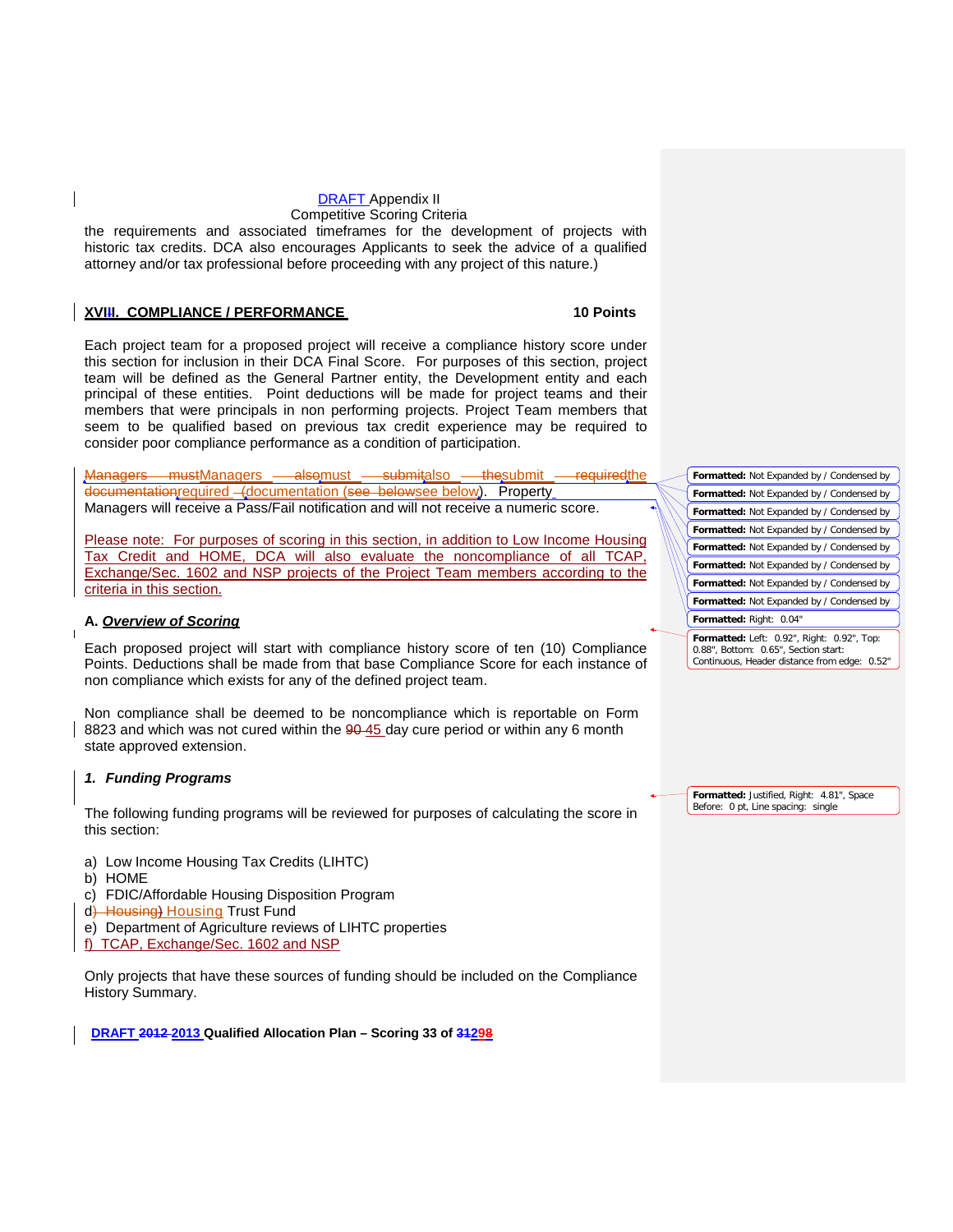the requirements and associated timeframes for the development of projects with historic tax credits. DCA also encourages Applicants to seek the advice of a qualified attorney and/or tax professional before proceeding with any project of this nature.)

## XVII. COMPLIANCE / PERFORMANCE 10 Points

Each project team for a proposed project will receive a compliance history score under this section for inclusion in their DCA Final Score. For purposes of this section, project team will be defined as the General Partner entity, the Development entity and each principal of these entities. Point deductions will be made for project teams and their members that were principals in non performing projects. Project Team members that seem to be qualified based on previous tax credit experience may be required to consider poor compliance performance as a condition of participation.

Managers must also submit the required documentation (see below). Property Managers will receive a Pass/Fail notification and will not receive a numeric score.

Please note: For purposes of scoring in this section, in addition to Low Income Housing Tax Credit and HOME, DCA will also evaluate the noncompliance of all TCAP, Exchange/Sec. 1602 and NSP projects of the Project Team members according to the criteria in this section.

### A. *Overview of Scoring*

Each proposed project will start with compliance history score of ten (10) Compliance Points. Deductions shall be made from that base Compliance Score for each instance of non compliance which exists for any of the defined project team.

Non compliance shall be deemed to be noncompliance which is reportable on Form 8823 and which was not cured within the 45 day cure period or within any 6 month state approved extension.

#### *1. Funding Programs*

The following funding programs will be reviewed for purposes of calculating the score in this section:

a) Low Income Housing Tax Credits (LIHTC)
b) HOME
c) FDIC/Affordable Housing Disposition Program
d) Housing Trust Fund
e) Department of Agriculture reviews of LIHTC properties
f) TCAP, Exchange/Sec. 1602 and NSP

Only projects that have these sources of funding should be included on the Compliance History Summary.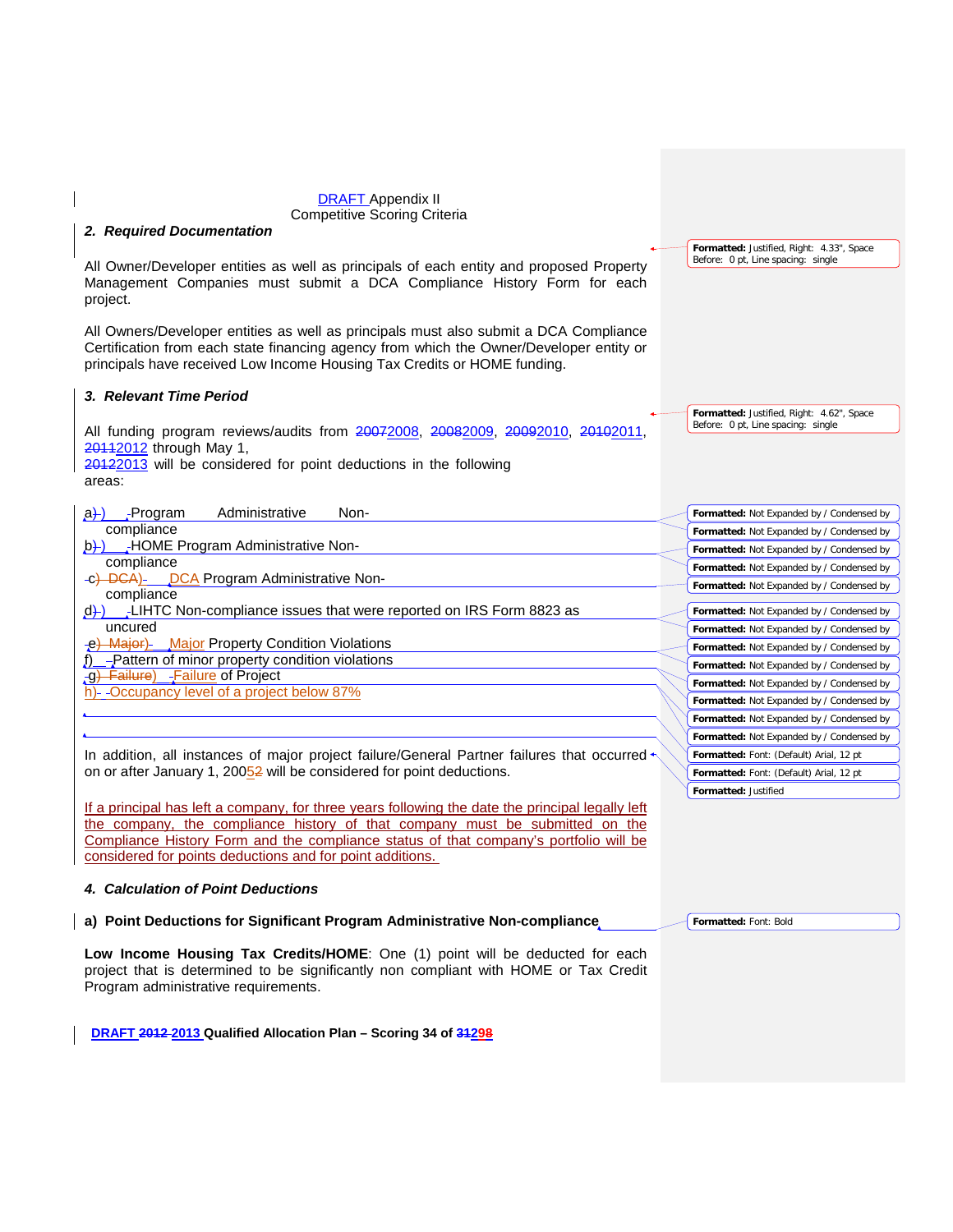DRAFT Appendix II
Competitive Scoring Criteria

### 2. Required Documentation

All Owner/Developer entities as well as principals of each entity and proposed Property Management Companies must submit a DCA Compliance History Form for each project.

All Owners/Developer entities as well as principals must also submit a DCA Compliance Certification from each state financing agency from which the Owner/Developer entity or principals have received Low Income Housing Tax Credits or HOME funding.

### 3. Relevant Time Period

All funding program reviews/audits from 2008, 2009, 2010, 2011, 2012 through May 1, 2013 will be considered for point deductions in the following areas:

a) Program Administrative Non-compliance
b) HOME Program Administrative Non-compliance
c) DCA Program Administrative Non-compliance
d) LIHTC Non-compliance issues that were reported on IRS Form 8823 as uncured
e) Major Property Condition Violations
f) Pattern of minor property condition violations
g) Failure of Project
h) Occupancy level of a project below 87%

In addition, all instances of major project failure/General Partner failures that occurred on or after January 1, 2005 will be considered for point deductions.

If a principal has left a company, for three years following the date the principal legally left the company, the compliance history of that company must be submitted on the Compliance History Form and the compliance status of that company's portfolio will be considered for points deductions and for point additions.

### 4. Calculation of Point Deductions

#### a) Point Deductions for Significant Program Administrative Non-compliance

**Low Income Housing Tax Credits/HOME**: One (1) point will be deducted for each project that is determined to be significantly non compliant with HOME or Tax Credit Program administrative requirements.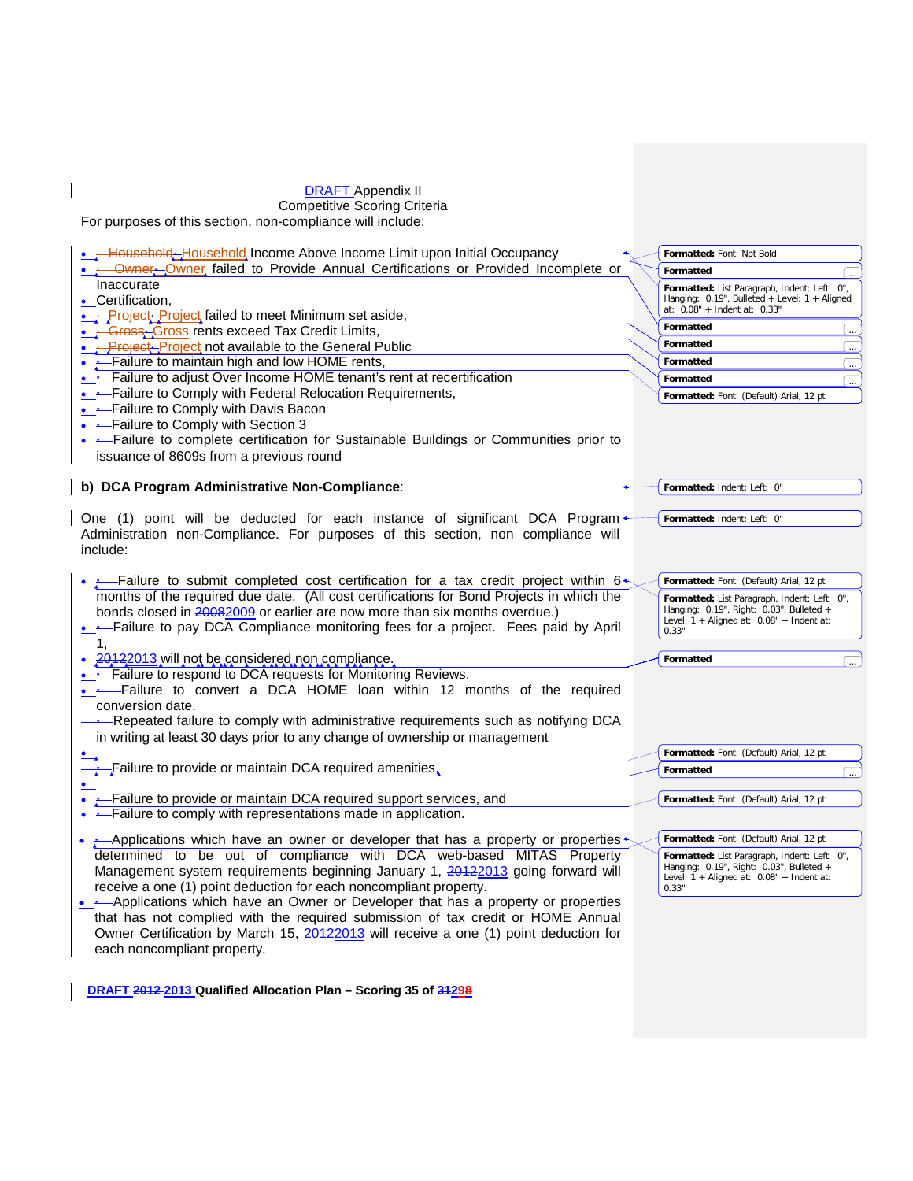DRAFT Appendix II
Competitive Scoring Criteria

For purposes of this section, non-compliance will include:

- Household Income Above Income Limit upon Initial Occupancy
- Owner failed to Provide Annual Certifications or Provided Incomplete or Inaccurate
- Certification,
- Project failed to meet Minimum set aside,
- Gross rents exceed Tax Credit Limits,
- Project not available to the General Public
- Failure to maintain high and low HOME rents,
- Failure to adjust Over Income HOME tenant's rent at recertification
- Failure to Comply with Federal Relocation Requirements,
- Failure to Comply with Davis Bacon
- Failure to Comply with Section 3
- Failure to complete certification for Sustainable Buildings or Communities prior to issuance of 8609s from a previous round

**b) DCA Program Administrative Non-Compliance**:

One (1) point will be deducted for each instance of significant DCA Program Administration non-Compliance. For purposes of this section, non compliance will include:

- Failure to submit completed cost certification for a tax credit project within 6 months of the required due date. (All cost certifications for Bond Projects in which the bonds closed in 2009 or earlier are now more than six months overdue.)
- Failure to pay DCA Compliance monitoring fees for a project. Fees paid by April 1, 2013 will not be considered non compliance.
- Failure to respond to DCA requests for Monitoring Reviews.
- Failure to convert a DCA HOME loan within 12 months of the required conversion date.
- Repeated failure to comply with administrative requirements such as notifying DCA in writing at least 30 days prior to any change of ownership or management
- Failure to provide or maintain DCA required amenities,
- Failure to provide or maintain DCA required support services, and
- Failure to comply with representations made in application.

- Applications which have an owner or developer that has a property or properties determined to be out of compliance with DCA web-based MITAS Property Management system requirements beginning January 1, 2013 going forward will receive a one (1) point deduction for each noncompliant property.
- Applications which have an Owner or Developer that has a property or properties that has not complied with the required submission of tax credit or HOME Annual Owner Certification by March 15, 2013 will receive a one (1) point deduction for each noncompliant property.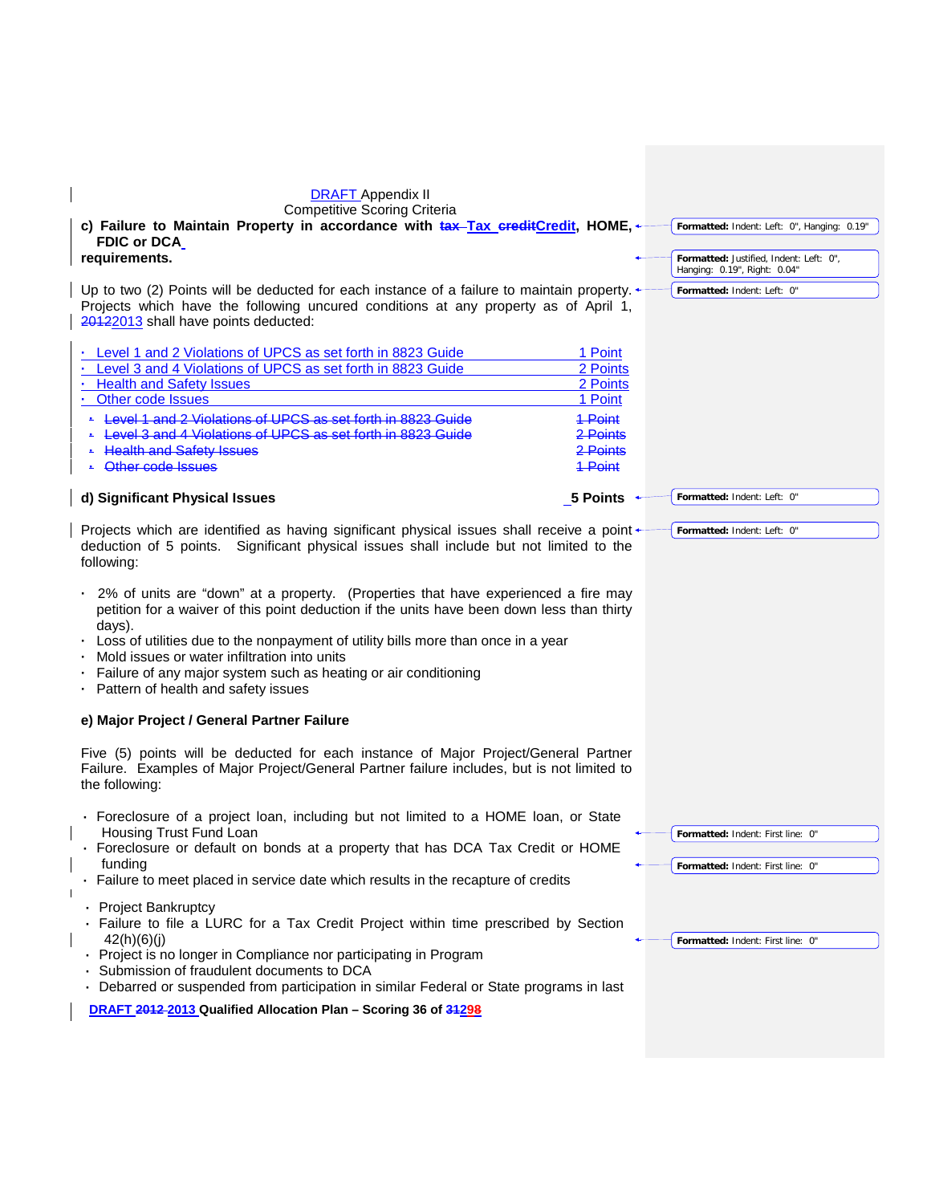DRAFT Appendix II
Competitive Scoring Criteria

**c) Failure to Maintain Property in accordance with ~~tax~~ Tax ~~credit~~Credit, HOME, FDIC or DCA requirements.**

Up to two (2) Points will be deducted for each instance of a failure to maintain property. Projects which have the following uncured conditions at any property as of April 1, ~~2012~~2013 shall have points deducted:

| | |
|---|---|
| Level 1 and 2 Violations of UPCS as set forth in 8823 Guide | 1 Point |
| Level 3 and 4 Violations of UPCS as set forth in 8823 Guide | 2 Points |
| Health and Safety Issues | 2 Points |
| Other code Issues | 1 Point |
| ~~Level 1 and 2 Violations of UPCS as set forth in 8823 Guide~~ | ~~1 Point~~ |
| ~~Level 3 and 4 Violations of UPCS as set forth in 8823 Guide~~ | ~~2 Points~~ |
| ~~Health and Safety Issues~~ | ~~2 Points~~ |
| ~~Other code Issues~~ | ~~1 Point~~ |

**d) Significant Physical Issues** **5 Points**

Projects which are identified as having significant physical issues shall receive a point deduction of 5 points. Significant physical issues shall include but not limited to the following:

- 2% of units are "down" at a property. (Properties that have experienced a fire may petition for a waiver of this point deduction if the units have been down less than thirty days).
- Loss of utilities due to the nonpayment of utility bills more than once in a year
- Mold issues or water infiltration into units
- Failure of any major system such as heating or air conditioning
- Pattern of health and safety issues

**e) Major Project / General Partner Failure**

Five (5) points will be deducted for each instance of Major Project/General Partner Failure. Examples of Major Project/General Partner failure includes, but is not limited to the following:

- Foreclosure of a project loan, including but not limited to a HOME loan, or State Housing Trust Fund Loan
- Foreclosure or default on bonds at a property that has DCA Tax Credit or HOME funding
- Failure to meet placed in service date which results in the recapture of credits
- Project Bankruptcy
- Failure to file a LURC for a Tax Credit Project within time prescribed by Section 42(h)(6)(j)
- Project is no longer in Compliance nor participating in Program
- Submission of fraudulent documents to DCA
- Debarred or suspended from participation in similar Federal or State programs in last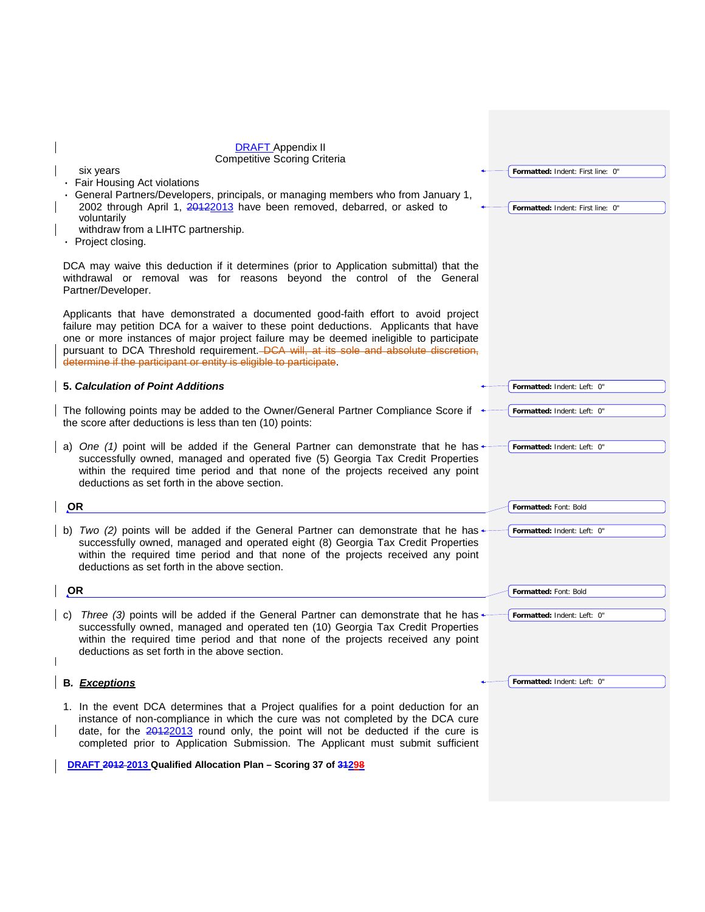six years

- Fair Housing Act violations
- General Partners/Developers, principals, or managing members who from January 1, 2002 through April 1, 2013 have been removed, debarred, or asked to voluntarily withdraw from a LIHTC partnership.
- Project closing.

DCA may waive this deduction if it determines (prior to Application submittal) that the withdrawal or removal was for reasons beyond the control of the General Partner/Developer.

Applicants that have demonstrated a documented good-faith effort to avoid project failure may petition DCA for a waiver to these point deductions. Applicants that have one or more instances of major project failure may be deemed ineligible to participate pursuant to DCA Threshold requirement.

**5. *Calculation of Point Additions***

The following points may be added to the Owner/General Partner Compliance Score if the score after deductions is less than ten (10) points:

a) *One (1)* point will be added if the General Partner can demonstrate that he has successfully owned, managed and operated five (5) Georgia Tax Credit Properties within the required time period and that none of the projects received any point deductions as set forth in the above section.

**OR**

b) *Two (2)* points will be added if the General Partner can demonstrate that he has successfully owned, managed and operated eight (8) Georgia Tax Credit Properties within the required time period and that none of the projects received any point deductions as set forth in the above section.

**OR**

c) *Three (3)* points will be added if the General Partner can demonstrate that he has successfully owned, managed and operated ten (10) Georgia Tax Credit Properties within the required time period and that none of the projects received any point deductions as set forth in the above section.

**B. *Exceptions***

1. In the event DCA determines that a Project qualifies for a point deduction for an instance of non-compliance in which the cure was not completed by the DCA cure date, for the 2013 round only, the point will not be deducted if the cure is completed prior to Application Submission. The Applicant must submit sufficient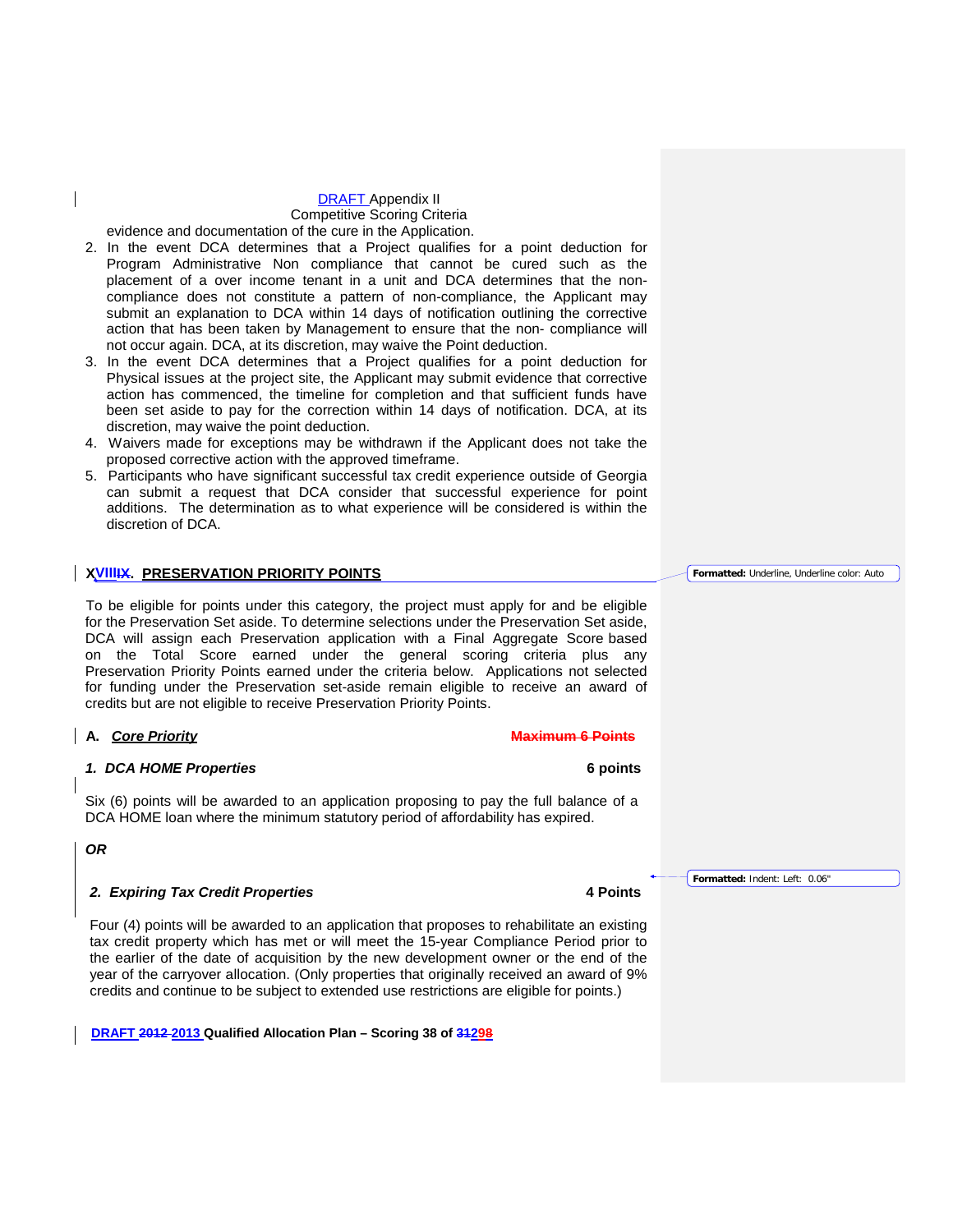evidence and documentation of the cure in the Application.

2. In the event DCA determines that a Project qualifies for a point deduction for Program Administrative Non compliance that cannot be cured such as the placement of a over income tenant in a unit and DCA determines that the non-compliance does not constitute a pattern of non-compliance, the Applicant may submit an explanation to DCA within 14 days of notification outlining the corrective action that has been taken by Management to ensure that the non- compliance will not occur again. DCA, at its discretion, may waive the Point deduction.
3. In the event DCA determines that a Project qualifies for a point deduction for Physical issues at the project site, the Applicant may submit evidence that corrective action has commenced, the timeline for completion and that sufficient funds have been set aside to pay for the correction within 14 days of notification. DCA, at its discretion, may waive the point deduction.
4. Waivers made for exceptions may be withdrawn if the Applicant does not take the proposed corrective action with the approved timeframe.
5. Participants who have significant successful tax credit experience outside of Georgia can submit a request that DCA consider that successful experience for point additions. The determination as to what experience will be considered is within the discretion of DCA.

## XVIIIIX. PRESERVATION PRIORITY POINTS

To be eligible for points under this category, the project must apply for and be eligible for the Preservation Set aside. To determine selections under the Preservation Set aside, DCA will assign each Preservation application with a Final Aggregate Score based on the Total Score earned under the general scoring criteria plus any Preservation Priority Points earned under the criteria below. Applications not selected for funding under the Preservation set-aside remain eligible to receive an award of credits but are not eligible to receive Preservation Priority Points.

### A. *Core Priority* ~~Maximum 6 Points~~

#### *1. DCA HOME Properties* 6 points

Six (6) points will be awarded to an application proposing to pay the full balance of a DCA HOME loan where the minimum statutory period of affordability has expired.

***OR***

#### *2. Expiring Tax Credit Properties* 4 Points

Four (4) points will be awarded to an application that proposes to rehabilitate an existing tax credit property which has met or will meet the 15-year Compliance Period prior to the earlier of the date of acquisition by the new development owner or the end of the year of the carryover allocation. (Only properties that originally received an award of 9% credits and continue to be subject to extended use restrictions are eligible for points.)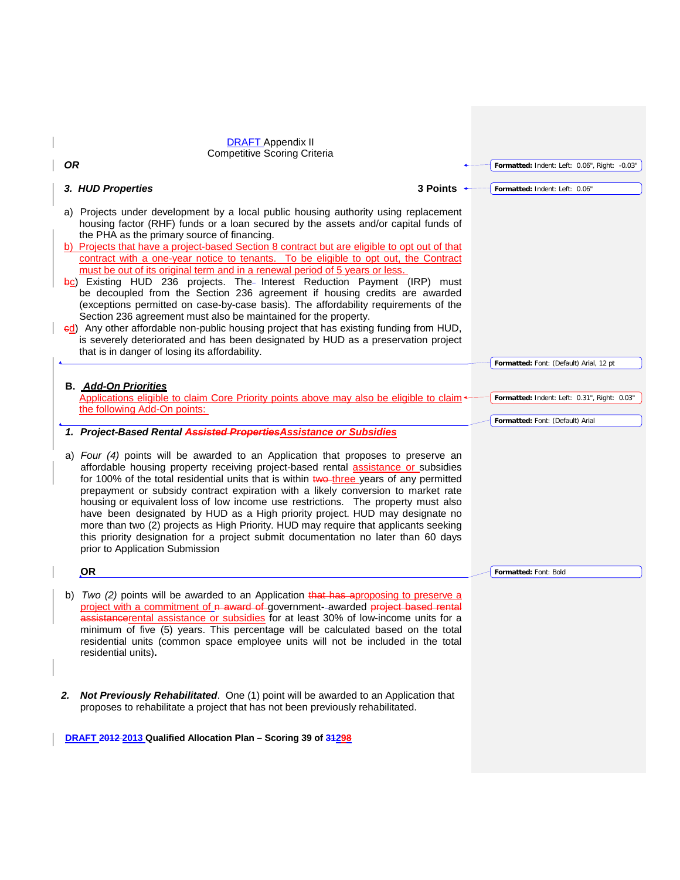DRAFT Appendix II
Competitive Scoring Criteria

***OR***

***3. HUD Properties*** **3 Points**

a) Projects under development by a local public housing authority using replacement housing factor (RHF) funds or a loan secured by the assets and/or capital funds of the PHA as the primary source of financing.

b) Projects that have a project-based Section 8 contract but are eligible to opt out of that contract with a one-year notice to tenants. To be eligible to opt out, the Contract must be out of its original term and in a renewal period of 5 years or less.

c) Existing HUD 236 projects. The Interest Reduction Payment (IRP) must be decoupled from the Section 236 agreement if housing credits are awarded (exceptions permitted on case-by-case basis). The affordability requirements of the Section 236 agreement must also be maintained for the property.

d) Any other affordable non-public housing project that has existing funding from HUD, is severely deteriorated and has been designated by HUD as a preservation project that is in danger of losing its affordability.

## B. Add-On Priorities

Applications eligible to claim Core Priority points above may also be eligible to claim the following Add-On points:

***1. Project-Based Rental Assistance or Subsidies***

a) *Four (4)* points will be awarded to an Application that proposes to preserve an affordable housing property receiving project-based rental assistance or subsidies for 100% of the total residential units that is within three years of any permitted prepayment or subsidy contract expiration with a likely conversion to market rate housing or equivalent loss of low income use restrictions. The property must also have been designated by HUD as a High priority project. HUD may designate no more than two (2) projects as High Priority. HUD may require that applicants seeking this priority designation for a project submit documentation no later than 60 days prior to Application Submission

**OR**

b) *Two (2)* points will be awarded to an Application proposing to preserve a project with a commitment of government-awarded rental assistance or subsidies for at least 30% of low-income units for a minimum of five (5) years. This percentage will be calculated based on the total residential units (common space employee units will not be included in the total residential units)**.**

***2. Not Previously Rehabilitated***. One (1) point will be awarded to an Application that proposes to rehabilitate a project that has not been previously rehabilitated.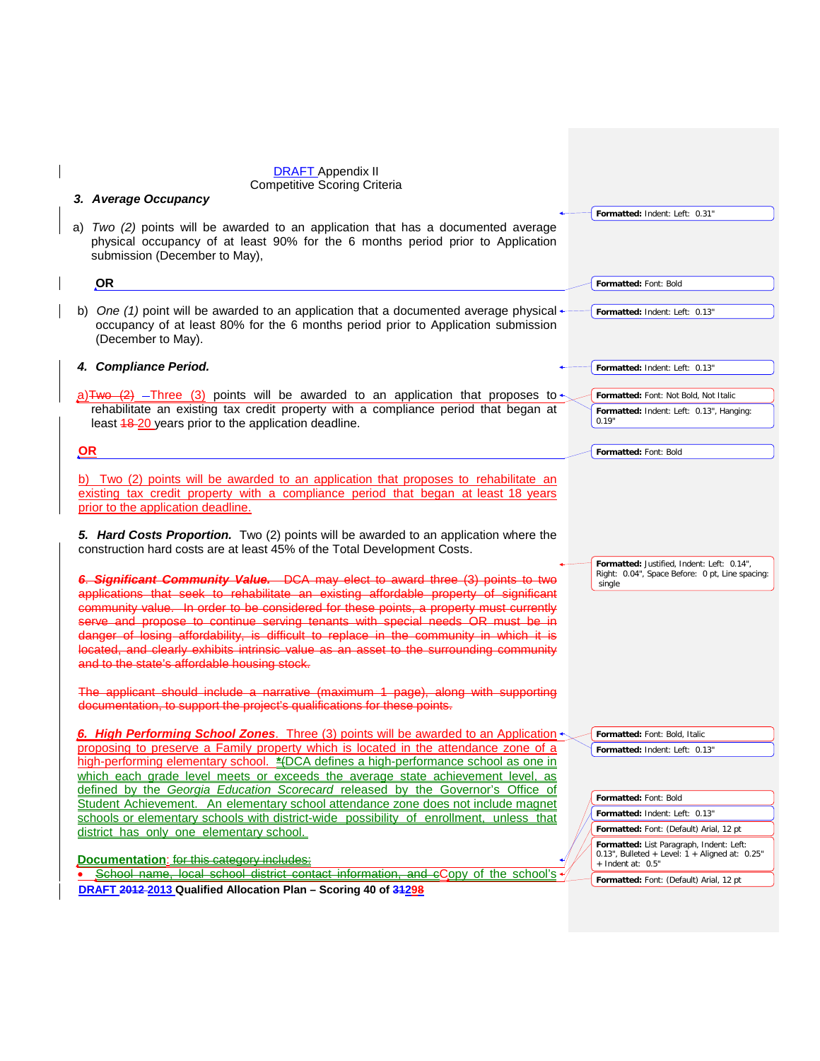DRAFT Appendix II
Competitive Scoring Criteria

***3. Average Occupancy***

a) *Two (2)* points will be awarded to an application that has a documented average physical occupancy of at least 90% for the 6 months period prior to Application submission (December to May),

**OR**

b) *One (1)* point will be awarded to an application that a documented average physical occupancy of at least 80% for the 6 months period prior to Application submission (December to May).

***4. Compliance Period.***

a) ~~Two (2)~~ –Three (3) points will be awarded to an application that proposes to rehabilitate an existing tax credit property with a compliance period that began at least ~~18~~ 20 years prior to the application deadline.

**OR**

b) Two (2) points will be awarded to an application that proposes to rehabilitate an existing tax credit property with a compliance period that began at least 18 years prior to the application deadline.

***5. Hard Costs Proportion.*** Two (2) points will be awarded to an application where the construction hard costs are at least 45% of the Total Development Costs.

~~***6. Significant Community Value.*** DCA may elect to award three (3) points to two applications that seek to rehabilitate an existing affordable property of significant community value. In order to be considered for these points, a property must currently serve and propose to continue serving tenants with special needs OR must be in danger of losing affordability, is difficult to replace in the community in which it is located, and clearly exhibits intrinsic value as an asset to the surrounding community and to the state's affordable housing stock.~~

~~The applicant should include a narrative (maximum 1 page), along with supporting documentation, to support the project's qualifications for these points.~~

***6. High Performing School Zones***. Three (3) points will be awarded to an Application proposing to preserve a Family property which is located in the attendance zone of a high-performing elementary school. ~~*~~(DCA defines a high-performance school as one in which each grade level meets or exceeds the average state achievement level, as defined by the *Georgia Education Scorecard* released by the Governor's Office of Student Achievement. An elementary school attendance zone does not include magnet schools or elementary schools with district-wide possibility of enrollment, unless that district has only one elementary school.

**Documentation**: ~~for this category includes:~~

- ~~School name, local school district contact information, and c~~Copy of the school's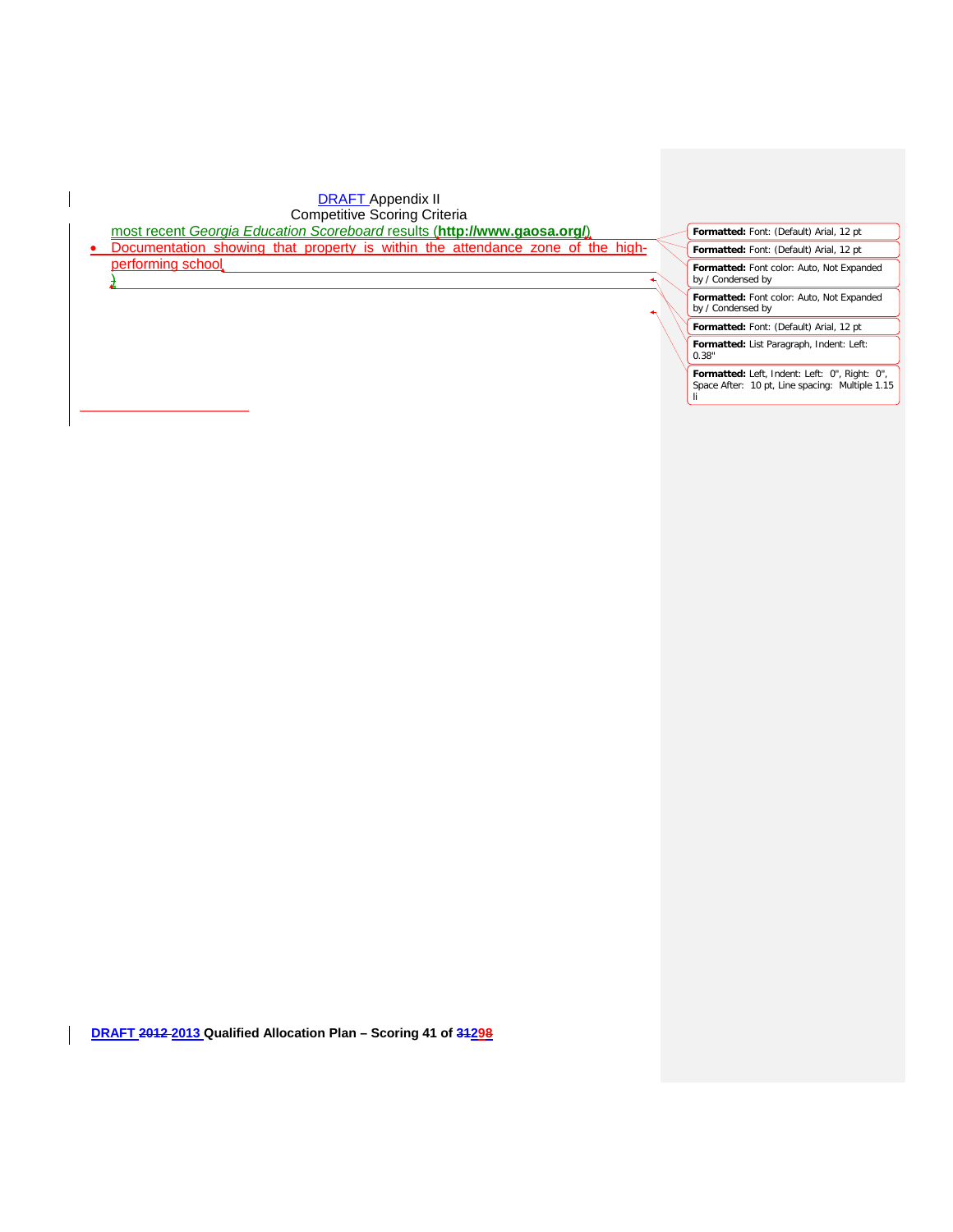most recent *Georgia Education Scoreboard* results (**http://www.gaosa.org/**)

- Documentation showing that property is within the attendance zone of the high-performing school

)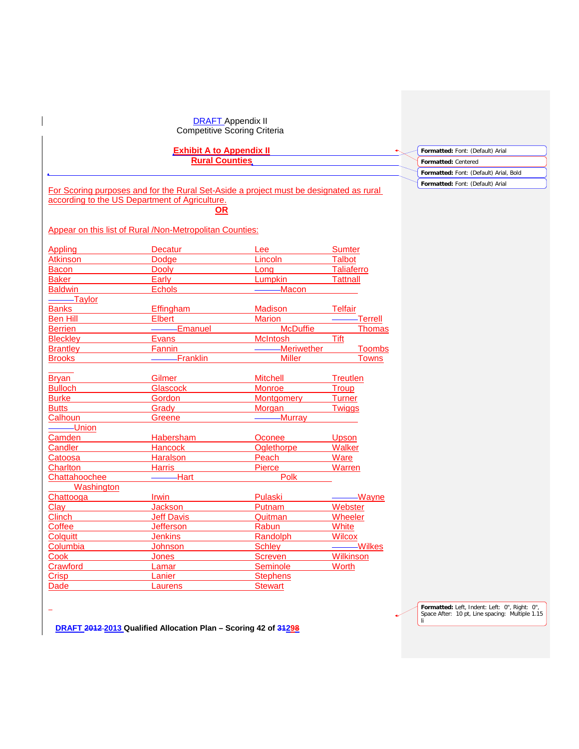DRAFT Appendix II
Competitive Scoring Criteria

## Exhibit A to Appendix II
## Rural Counties

For Scoring purposes and for the Rural Set-Aside a project must be designated as rural according to the US Department of Agriculture.

**OR**

Appear on this list of Rural /Non-Metropolitan Counties:

| | | | |
|---|---|---|---|
| Appling | Decatur | Lee | Sumter |
| Atkinson | Dodge | Lincoln | Talbot |
| Bacon | Dooly | Long | Taliaferro |
| Baker | Early | Lumpkin | Tattnall |
| Baldwin | Echols | Macon | Taylor |
| Banks | Effingham | Madison | Telfair |
| Ben Hill | Elbert | Marion | Terrell |
| Berrien | Emanuel | McDuffie | Thomas |
| Bleckley | Evans | McIntosh | Tift |
| Brantley | Fannin | Meriwether | Toombs |
| Brooks | Franklin | Miller | Towns |
| Bryan | Gilmer | Mitchell | Treutlen |
| Bulloch | Glascock | Monroe | Troup |
| Burke | Gordon | Montgomery | Turner |
| Butts | Grady | Morgan | Twiggs |
| Calhoun | Greene | Murray | Union |
| Camden | Habersham | Oconee | Upson |
| Candler | Hancock | Oglethorpe | Walker |
| Catoosa | Haralson | Peach | Ware |
| Charlton | Harris | Pierce | Warren |
| Chattahoochee | Hart | Polk | Washington |
| Chattooga | Irwin | Pulaski | Wayne |
| Clay | Jackson | Putnam | Webster |
| Clinch | Jeff Davis | Quitman | Wheeler |
| Coffee | Jefferson | Rabun | White |
| Colquitt | Jenkins | Randolph | Wilcox |
| Columbia | Johnson | Schley | Wilkes |
| Cook | Jones | Screven | Wilkinson |
| Crawford | Lamar | Seminole | Worth |
| Crisp | Lanier | Stephens | |
| Dade | Laurens | Stewart | |